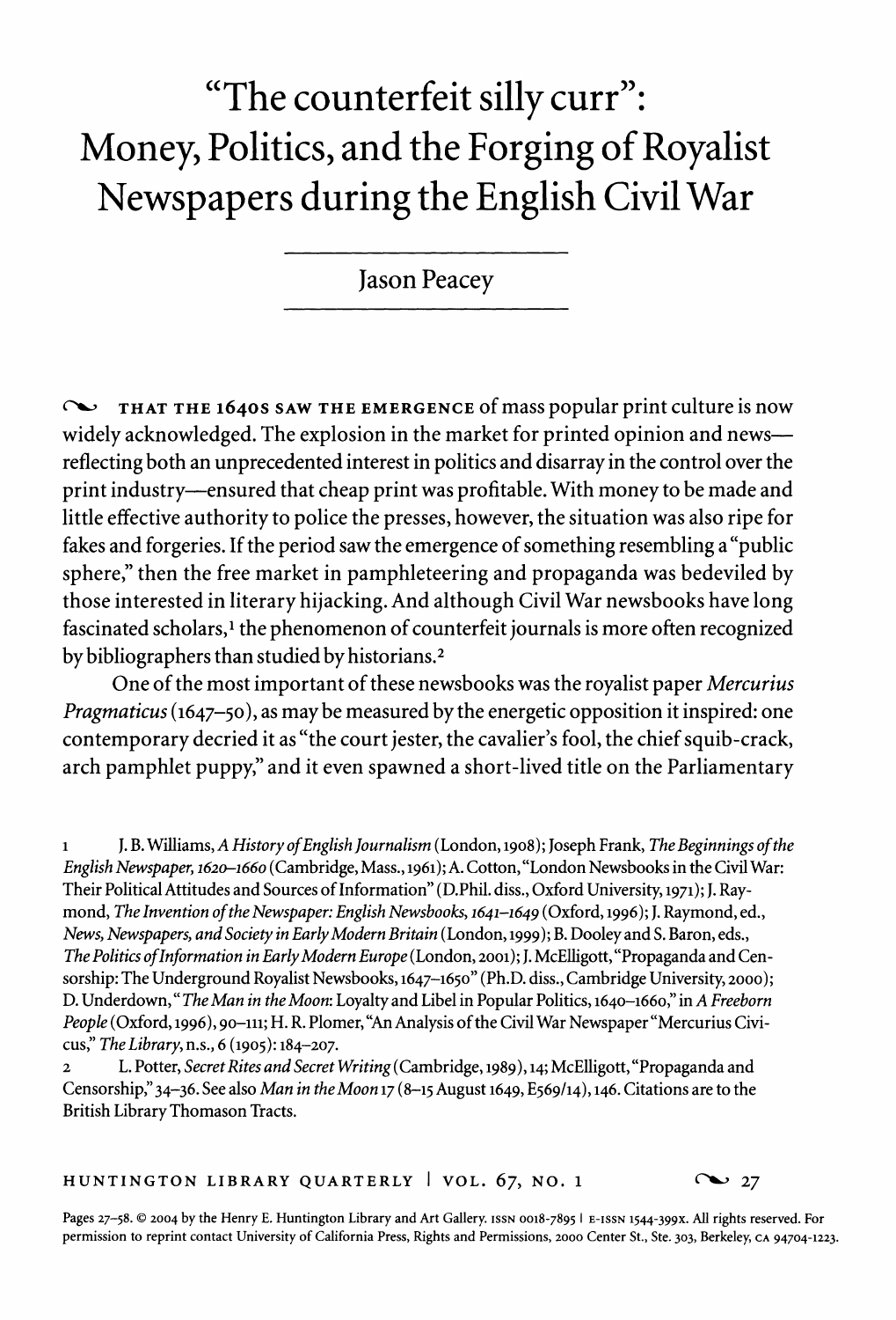# "The counterfeit silly curr": Money, Politics, and the Forging of Royalist Newspapers during the English Civil War

Jason Peacey

THAT THE 1640S SAW THE EMERGENCE of mass popular print culture is now widely acknowledged. The explosion in the market for printed opinion and news—reflecting both an unprecedented interest in politics and disarray in the control over the print industry—ensured that cheap print was profitable. With money to be made and little effective authority to police the presses, however, the situation was also ripe for fakes and forgeries. If the period saw the emergence of something resembling a "public sphere," then the free market in pamphleteering and propaganda was bedeviled by those interested in literary hijacking. And although Civil War newsbooks have long fascinated scholars,[1] the phenomenon of counterfeit journals is more often recognized by bibliographers than studied by historians.[2]

One of the most important of these newsbooks was the royalist paper *Mercurius Pragmaticus* (1647–50), as may be measured by the energetic opposition it inspired: one contemporary decried it as "the court jester, the cavalier's fool, the chief squib-crack, arch pamphlet puppy," and it even spawned a short-lived title on the Parliamentary

1 J. B. Williams, *A History of English Journalism* (London, 1908); Joseph Frank, *The Beginnings of the English Newspaper, 1620–1660* (Cambridge, Mass., 1961); A. Cotton, "London Newsbooks in the Civil War: Their Political Attitudes and Sources of Information" (D.Phil. diss., Oxford University, 1971); J. Raymond, *The Invention of the Newspaper: English Newsbooks, 1641–1649* (Oxford, 1996); J. Raymond, ed., *News, Newspapers, and Society in Early Modern Britain* (London, 1999); B. Dooley and S. Baron, eds., *The Politics of Information in Early Modern Europe* (London, 2001); J. McElligott, "Propaganda and Censorship: The Underground Royalist Newsbooks, 1647–1650" (Ph.D. diss., Cambridge University, 2000); D. Underdown, "*The Man in the Moon*: Loyalty and Libel in Popular Politics, 1640–1660," in *A Freeborn People* (Oxford, 1996), 90–111; H. R. Plomer, "An Analysis of the Civil War Newspaper "Mercurius Civicus," *The Library*, n.s., 6 (1905): 184–207.

2 L. Potter, *Secret Rites and Secret Writing* (Cambridge, 1989), 14; McElligott, "Propaganda and Censorship," 34–36. See also *Man in the Moon* 17 (8–15 August 1649, E569/14), 146. Citations are to the British Library Thomason Tracts.

Pages 27–58. © 2004 by the Henry E. Huntington Library and Art Gallery. ISSN 0018-7895 | E-ISSN 1544-399X. All rights reserved. For permission to reprint contact University of California Press, Rights and Permissions, 2000 Center St., Ste. 303, Berkeley, CA 94704-1223.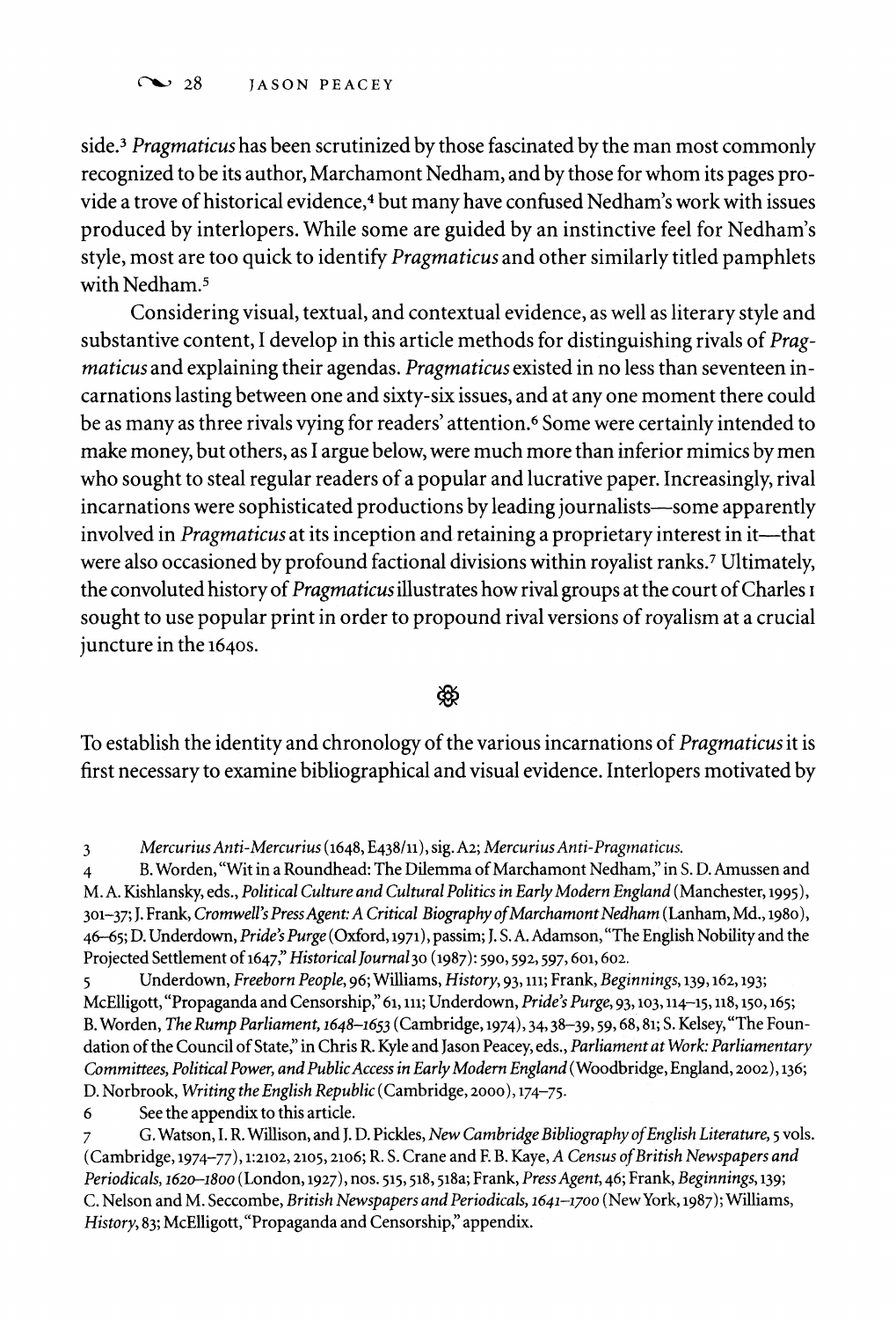side.[3] *Pragmaticus* has been scrutinized by those fascinated by the man most commonly recognized to be its author, Marchamont Nedham, and by those for whom its pages provide a trove of historical evidence,[4] but many have confused Nedham's work with issues produced by interlopers. While some are guided by an instinctive feel for Nedham's style, most are too quick to identify *Pragmaticus* and other similarly titled pamphlets with Nedham.[5]

Considering visual, textual, and contextual evidence, as well as literary style and substantive content, I develop in this article methods for distinguishing rivals of *Pragmaticus* and explaining their agendas. *Pragmaticus* existed in no less than seventeen incarnations lasting between one and sixty-six issues, and at any one moment there could be as many as three rivals vying for readers' attention.[6] Some were certainly intended to make money, but others, as I argue below, were much more than inferior mimics by men who sought to steal regular readers of a popular and lucrative paper. Increasingly, rival incarnations were sophisticated productions by leading journalists—some apparently involved in *Pragmaticus* at its inception and retaining a proprietary interest in it—that were also occasioned by profound factional divisions within royalist ranks.[7] Ultimately, the convoluted history of *Pragmaticus* illustrates how rival groups at the court of Charles I sought to use popular print in order to propound rival versions of royalism at a crucial juncture in the 1640s.

❦

To establish the identity and chronology of the various incarnations of *Pragmaticus* it is first necessary to examine bibliographical and visual evidence. Interlopers motivated by

---

3 *Mercurius Anti-Mercurius* (1648, E438/11), sig. A2; *Mercurius Anti-Pragmaticus*.

4 B. Worden, "Wit in a Roundhead: The Dilemma of Marchamont Nedham," in S. D. Amussen and M. A. Kishlansky, eds., *Political Culture and Cultural Politics in Early Modern England* (Manchester, 1995), 301–37; J. Frank, *Cromwell's Press Agent: A Critical Biography of Marchamont Nedham* (Lanham, Md., 1980), 46–65; D. Underdown, *Pride's Purge* (Oxford, 1971), passim; J. S. A. Adamson, "The English Nobility and the Projected Settlement of 1647," *Historical Journal* 30 (1987): 590, 592, 597, 601, 602.

5 Underdown, *Freeborn People*, 96; Williams, *History*, 93, 111; Frank, *Beginnings*, 139, 162, 193; McElligott, "Propaganda and Censorship," 61, 111; Underdown, *Pride's Purge*, 93, 103, 114–15, 118, 150, 165; B. Worden, *The Rump Parliament, 1648–1653* (Cambridge, 1974), 34, 38–39, 59, 68, 81; S. Kelsey, "The Foundation of the Council of State," in Chris R. Kyle and Jason Peacey, eds., *Parliament at Work: Parliamentary Committees, Political Power, and Public Access in Early Modern England* (Woodbridge, England, 2002), 136; D. Norbrook, *Writing the English Republic* (Cambridge, 2000), 174–75.

6 See the appendix to this article.

7 G. Watson, I. R. Willison, and J. D. Pickles, *New Cambridge Bibliography of English Literature*, 5 vols. (Cambridge, 1974–77), 1:2102, 2105, 2106; R. S. Crane and F. B. Kaye, *A Census of British Newspapers and Periodicals, 1620–1800* (London, 1927), nos. 515, 518, 518a; Frank, *Press Agent*, 46; Frank, *Beginnings*, 139; C. Nelson and M. Seccombe, *British Newspapers and Periodicals, 1641–1700* (New York, 1987); Williams, *History*, 83; McElligott, "Propaganda and Censorship," appendix.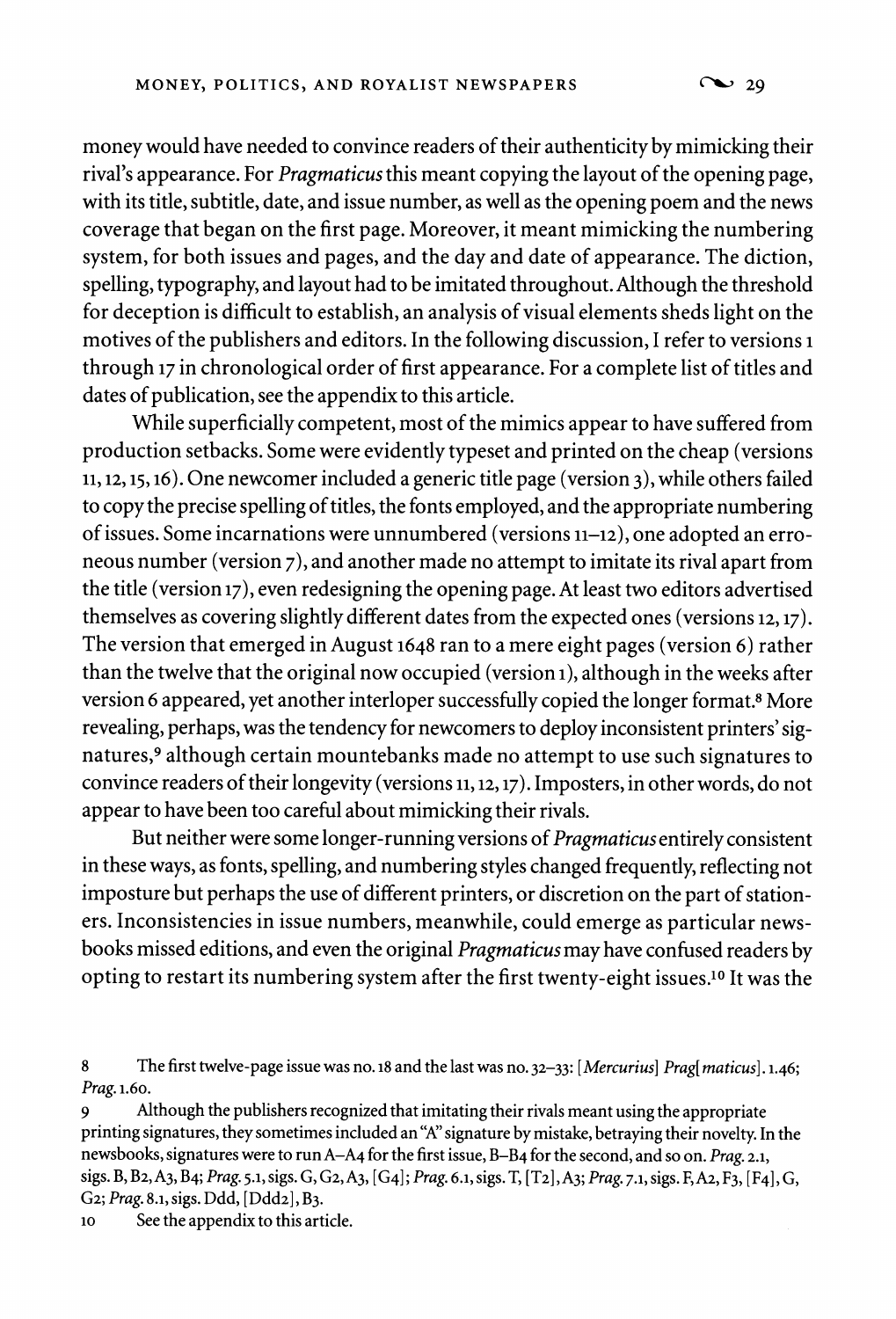money would have needed to convince readers of their authenticity by mimicking their rival's appearance. For *Pragmaticus* this meant copying the layout of the opening page, with its title, subtitle, date, and issue number, as well as the opening poem and the news coverage that began on the first page. Moreover, it meant mimicking the numbering system, for both issues and pages, and the day and date of appearance. The diction, spelling, typography, and layout had to be imitated throughout. Although the threshold for deception is difficult to establish, an analysis of visual elements sheds light on the motives of the publishers and editors. In the following discussion, I refer to versions 1 through 17 in chronological order of first appearance. For a complete list of titles and dates of publication, see the appendix to this article.

While superficially competent, most of the mimics appear to have suffered from production setbacks. Some were evidently typeset and printed on the cheap (versions 11, 12, 15, 16). One newcomer included a generic title page (version 3), while others failed to copy the precise spelling of titles, the fonts employed, and the appropriate numbering of issues. Some incarnations were unnumbered (versions 11–12), one adopted an erroneous number (version 7), and another made no attempt to imitate its rival apart from the title (version 17), even redesigning the opening page. At least two editors advertised themselves as covering slightly different dates from the expected ones (versions 12, 17). The version that emerged in August 1648 ran to a mere eight pages (version 6) rather than the twelve that the original now occupied (version 1), although in the weeks after version 6 appeared, yet another interloper successfully copied the longer format.[8] More revealing, perhaps, was the tendency for newcomers to deploy inconsistent printers' signatures,[9] although certain mountebanks made no attempt to use such signatures to convince readers of their longevity (versions 11, 12, 17). Imposters, in other words, do not appear to have been too careful about mimicking their rivals.

But neither were some longer-running versions of *Pragmaticus* entirely consistent in these ways, as fonts, spelling, and numbering styles changed frequently, reflecting not imposture but perhaps the use of different printers, or discretion on the part of stationers. Inconsistencies in issue numbers, meanwhile, could emerge as particular newsbooks missed editions, and even the original *Pragmaticus* may have confused readers by opting to restart its numbering system after the first twenty-eight issues.[10] It was the

8 The first twelve-page issue was no. 18 and the last was no. 32–33: *[Mercurius] Prag[maticus]*. 1.46; *Prag.* 1.60.

9 Although the publishers recognized that imitating their rivals meant using the appropriate printing signatures, they sometimes included an "A" signature by mistake, betraying their novelty. In the newsbooks, signatures were to run A–A4 for the first issue, B–B4 for the second, and so on. *Prag.* 2.1, sigs. B, B2, A3, B4; *Prag.* 5.1, sigs. G, G2, A3, [G4]; *Prag.* 6.1, sigs. T, [T2], A3; *Prag.* 7.1, sigs. F, A2, F3, [F4], G, G2; *Prag.* 8.1, sigs. Ddd, [Ddd2], B3.

10 See the appendix to this article.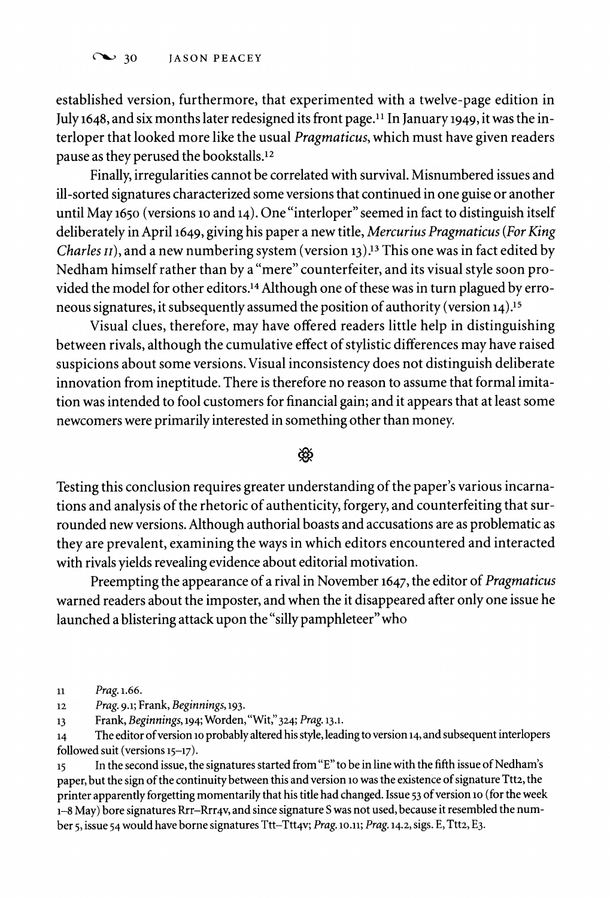established version, furthermore, that experimented with a twelve-page edition in July 1648, and six months later redesigned its front page.[11] In January 1949, it was the interloper that looked more like the usual *Pragmaticus*, which must have given readers pause as they perused the bookstalls.[12]

Finally, irregularities cannot be correlated with survival. Misnumbered issues and ill-sorted signatures characterized some versions that continued in one guise or another until May 1650 (versions 10 and 14). One "interloper" seemed in fact to distinguish itself deliberately in April 1649, giving his paper a new title, *Mercurius Pragmaticus (For King Charles II)*, and a new numbering system (version 13).[13] This one was in fact edited by Nedham himself rather than by a "mere" counterfeiter, and its visual style soon provided the model for other editors.[14] Although one of these was in turn plagued by erroneous signatures, it subsequently assumed the position of authority (version 14).[15]

Visual clues, therefore, may have offered readers little help in distinguishing between rivals, although the cumulative effect of stylistic differences may have raised suspicions about some versions. Visual inconsistency does not distinguish deliberate innovation from ineptitude. There is therefore no reason to assume that formal imitation was intended to fool customers for financial gain; and it appears that at least some newcomers were primarily interested in something other than money.

❧

Testing this conclusion requires greater understanding of the paper's various incarnations and analysis of the rhetoric of authenticity, forgery, and counterfeiting that surrounded new versions. Although authorial boasts and accusations are as problematic as they are prevalent, examining the ways in which editors encountered and interacted with rivals yields revealing evidence about editorial motivation.

Preempting the appearance of a rival in November 1647, the editor of *Pragmaticus* warned readers about the imposter, and when the it disappeared after only one issue he launched a blistering attack upon the "silly pamphleteer" who

---

11 *Prag.* 1.66.

12 *Prag.* 9.1; Frank, *Beginnings*, 193.

13 Frank, *Beginnings*, 194; Worden, "Wit," 324; *Prag.* 13.1.

14 The editor of version 10 probably altered his style, leading to version 14, and subsequent interlopers followed suit (versions 15–17).

15 In the second issue, the signatures started from "E" to be in line with the fifth issue of Nedham's paper, but the sign of the continuity between this and version 10 was the existence of signature Ttt2, the printer apparently forgetting momentarily that his title had changed. Issue 53 of version 10 (for the week 1–8 May) bore signatures Rrr–Rrr4v, and since signature S was not used, because it resembled the number 5, issue 54 would have borne signatures Ttt–Ttt4v; *Prag.* 10.11; *Prag.* 14.2, sigs. E, Ttt2, E3.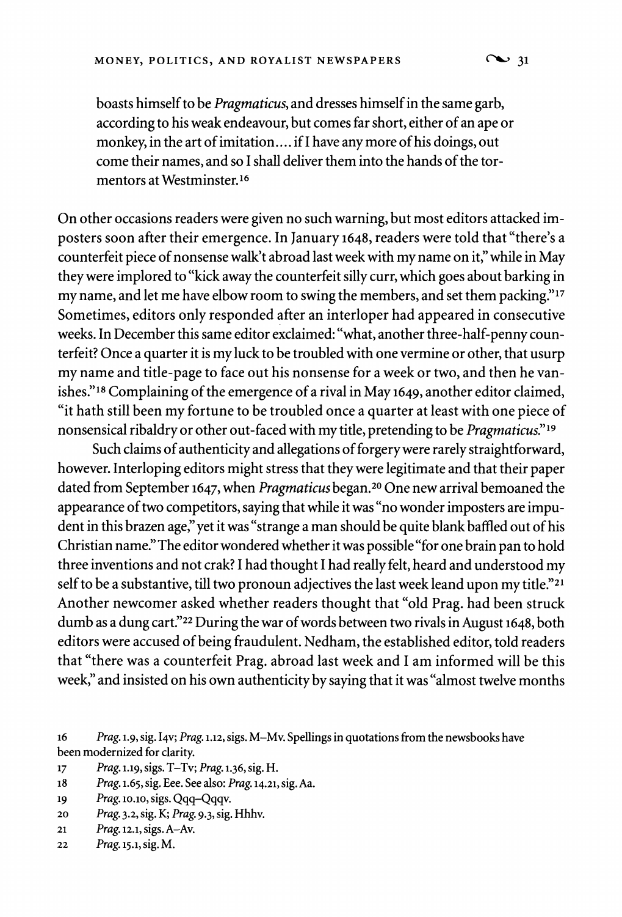> boasts himself to be *Pragmaticus*, and dresses himself in the same garb, according to his weak endeavour, but comes far short, either of an ape or monkey, in the art of imitation.... if I have any more of his doings, out come their names, and so I shall deliver them into the hands of the tormentors at Westminster.[16]

On other occasions readers were given no such warning, but most editors attacked imposters soon after their emergence. In January 1648, readers were told that "there's a counterfeit piece of nonsense walk't abroad last week with my name on it," while in May they were implored to "kick away the counterfeit silly curr, which goes about barking in my name, and let me have elbow room to swing the members, and set them packing."[17] Sometimes, editors only responded after an interloper had appeared in consecutive weeks. In December this same editor exclaimed: "what, another three-half-penny counterfeit? Once a quarter it is my luck to be troubled with one vermine or other, that usurp my name and title-page to face out his nonsense for a week or two, and then he vanishes."[18] Complaining of the emergence of a rival in May 1649, another editor claimed, "it hath still been my fortune to be troubled once a quarter at least with one piece of nonsensical ribaldry or other out-faced with my title, pretending to be *Pragmaticus*."[19]

Such claims of authenticity and allegations of forgery were rarely straightforward, however. Interloping editors might stress that they were legitimate and that their paper dated from September 1647, when *Pragmaticus* began.[20] One new arrival bemoaned the appearance of two competitors, saying that while it was "no wonder imposters are impudent in this brazen age," yet it was "strange a man should be quite blank baffled out of his Christian name." The editor wondered whether it was possible "for one brain pan to hold three inventions and not crak? I had thought I had really felt, heard and understood my self to be a substantive, till two pronoun adjectives the last week leand upon my title."[21] Another newcomer asked whether readers thought that "old Prag. had been struck dumb as a dung cart."[22] During the war of words between two rivals in August 1648, both editors were accused of being fraudulent. Nedham, the established editor, told readers that "there was a counterfeit Prag. abroad last week and I am informed will be this week," and insisted on his own authenticity by saying that it was "almost twelve months

16 *Prag.* 1.9, sig. I4v; *Prag.* 1.12, sigs. M–Mv. Spellings in quotations from the newsbooks have been modernized for clarity.

17 *Prag.* 1.19, sigs. T–Tv; *Prag.* 1.36, sig. H.

18 *Prag.* 1.65, sig. Eee. See also: *Prag.* 14.21, sig. Aa.

19 *Prag.* 10.10, sigs. Qqq–Qqqv.

20 *Prag.* 3.2, sig. K; *Prag.* 9.3, sig. Hhhv.

21 *Prag.* 12.1, sigs. A–Av.

22 *Prag.* 15.1, sig. M.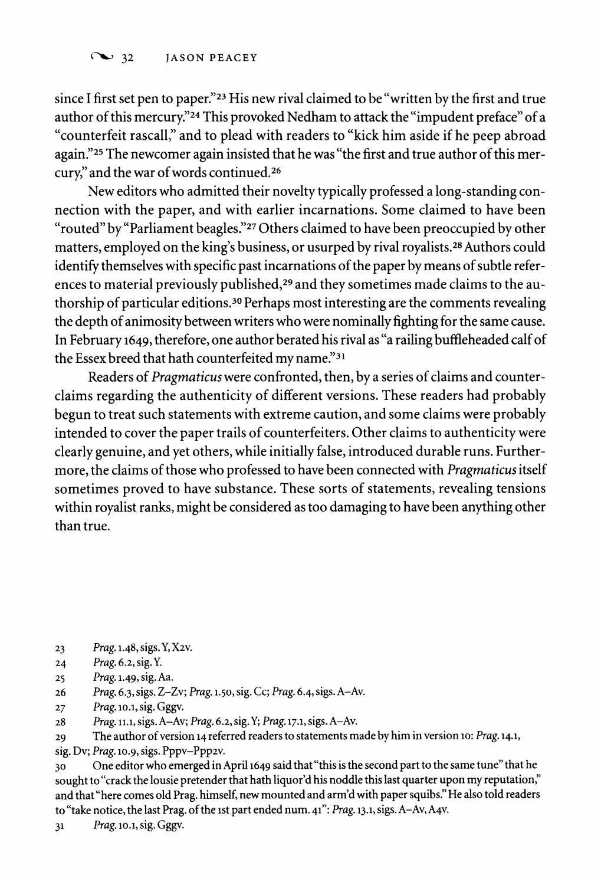since I first set pen to paper."[23] His new rival claimed to be "written by the first and true author of this mercury."[24] This provoked Nedham to attack the "impudent preface" of a "counterfeit rascall," and to plead with readers to "kick him aside if he peep abroad again."[25] The newcomer again insisted that he was "the first and true author of this mercury," and the war of words continued.[26]

New editors who admitted their novelty typically professed a long-standing connection with the paper, and with earlier incarnations. Some claimed to have been "routed" by "Parliament beagles."[27] Others claimed to have been preoccupied by other matters, employed on the king's business, or usurped by rival royalists.[28] Authors could identify themselves with specific past incarnations of the paper by means of subtle references to material previously published,[29] and they sometimes made claims to the authorship of particular editions.[30] Perhaps most interesting are the comments revealing the depth of animosity between writers who were nominally fighting for the same cause. In February 1649, therefore, one author berated his rival as "a railing buffleheaded calf of the Essex breed that hath counterfeited my name."[31]

Readers of *Pragmaticus* were confronted, then, by a series of claims and counterclaims regarding the authenticity of different versions. These readers had probably begun to treat such statements with extreme caution, and some claims were probably intended to cover the paper trails of counterfeiters. Other claims to authenticity were clearly genuine, and yet others, while initially false, introduced durable runs. Furthermore, the claims of those who professed to have been connected with *Pragmaticus* itself sometimes proved to have substance. These sorts of statements, revealing tensions within royalist ranks, might be considered as too damaging to have been anything other than true.

23 *Prag.* 1.48, sigs. Y, X2v.

24 *Prag.* 6.2, sig. Y.

25 *Prag.* 1.49, sig. Aa.

26 *Prag.* 6.3, sigs. Z–Zv; *Prag.* 1.50, sig. Cc; *Prag.* 6.4, sigs. A–Av.

27 *Prag.* 10.1, sig. Gggv.

28 *Prag.* 11.1, sigs. A–Av; *Prag.* 6.2, sig. Y; *Prag.* 17.1, sigs. A–Av.

29 The author of version 14 referred readers to statements made by him in version 10: *Prag.* 14.1, sig. Dv; *Prag.* 10.9, sigs. Pppv–Ppp2v.

30 One editor who emerged in April 1649 said that "this is the second part to the same tune" that he sought to "crack the lousie pretender that hath liquor'd his noddle this last quarter upon my reputation," and that "here comes old Prag. himself, new mounted and arm'd with paper squibs." He also told readers to "take notice, the last Prag. of the 1st part ended num. 41": *Prag.* 13.1, sigs. A–Av, A4v.

31 *Prag.* 10.1, sig. Gggv.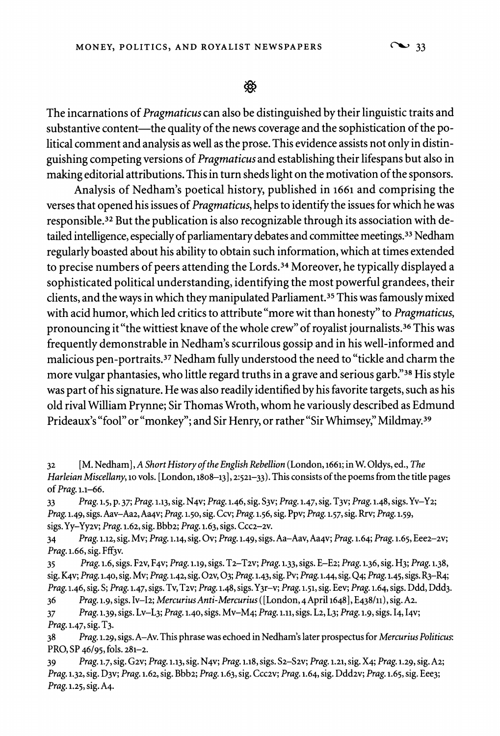❦

The incarnations of *Pragmaticus* can also be distinguished by their linguistic traits and substantive content—the quality of the news coverage and the sophistication of the political comment and analysis as well as the prose. This evidence assists not only in distinguishing competing versions of *Pragmaticus* and establishing their lifespans but also in making editorial attributions. This in turn sheds light on the motivation of the sponsors.

Analysis of Nedham's poetical history, published in 1661 and comprising the verses that opened his issues of *Pragmaticus*, helps to identify the issues for which he was responsible.[32] But the publication is also recognizable through its association with detailed intelligence, especially of parliamentary debates and committee meetings.[33] Nedham regularly boasted about his ability to obtain such information, which at times extended to precise numbers of peers attending the Lords.[34] Moreover, he typically displayed a sophisticated political understanding, identifying the most powerful grandees, their clients, and the ways in which they manipulated Parliament.[35] This was famously mixed with acid humor, which led critics to attribute "more wit than honesty" to *Pragmaticus*, pronouncing it "the wittiest knave of the whole crew" of royalist journalists.[36] This was frequently demonstrable in Nedham's scurrilous gossip and in his well-informed and malicious pen-portraits.[37] Nedham fully understood the need to "tickle and charm the more vulgar phantasies, who little regard truths in a grave and serious garb."[38] His style was part of his signature. He was also readily identified by his favorite targets, such as his old rival William Prynne; Sir Thomas Wroth, whom he variously described as Edmund Prideaux's "fool" or "monkey"; and Sir Henry, or rather "Sir Whimsey," Mildmay.[39]

---

32 [M. Nedham], *A Short History of the English Rebellion* (London, 1661; in W. Oldys, ed., *The Harleian Miscellany*, 10 vols. [London, 1808–13], 2:521–33). This consists of the poems from the title pages of *Prag.* 1.1–66.

33 *Prag.* 1.5, p. 37; *Prag.* 1.13, sig. N4v; *Prag.* 1.46, sig. S3v; *Prag.* 1.47, sig. T3v; *Prag.* 1.48, sigs. Yv–Y2; *Prag.* 1.49, sigs. Aav–Aa2, Aa4v; *Prag.* 1.50, sig. Ccv; *Prag.* 1.56, sig. Ppv; *Prag.* 1.57, sig. Rrv; *Prag.* 1.59, sigs. Yy–Yy2v; *Prag.* 1.62, sig. Bbb2; *Prag.* 1.63, sigs. Ccc2–2v.

34 *Prag.* 1.12, sig. Mv; *Prag.* 1.14, sig. Ov; *Prag.* 1.49, sigs. Aa–Aav, Aa4v; *Prag.* 1.64; *Prag.* 1.65, Eee2–2v; *Prag.* 1.66, sig. Fff3v.

35 *Prag.* 1.6, sigs. F2v, F4v; *Prag.* 1.19, sigs. T2–T2v; *Prag.* 1.33, sigs. E–E2; *Prag.* 1.36, sig. H3; *Prag.* 1.38, sig. K4v; *Prag.* 1.40, sig. Mv; *Prag.* 1.42, sig. O2v, O3; *Prag.* 1.43, sig. Pv; *Prag.* 1.44, sig. Q4; *Prag.* 1.45, sigs. R3–R4; *Prag.* 1.46, sig. S; *Prag.* 1.47, sigs. Tv, T2v; *Prag.* 1.48, sigs. Y3r–v; *Prag.* 1.51, sig. Eev; *Prag.* 1.64, sigs. Ddd, Ddd3.

36 *Prag.* 1.9, sigs. Iv–I2; *Mercurius Anti-Mercurius* ([London, 4 April 1648], E438/11), sig. A2.

37 *Prag.* 1.39, sigs. Lv–L3; *Prag.* 1.40, sigs. Mv–M4; *Prag.* 1.11, sigs. L2, L3; *Prag.* 1.9, sigs. I4, I4v; *Prag.* 1.47, sig. T3.

38 *Prag.* 1.29, sigs. A–Av. This phrase was echoed in Nedham's later prospectus for *Mercurius Politicus*: PRO, SP 46/95, fols. 281–2.

39 *Prag.* 1.7, sig. G2v; *Prag.* 1.13, sig. N4v; *Prag.* 1.18, sigs. S2–S2v; *Prag.* 1.21, sig. X4; *Prag.* 1.29, sig. A2; *Prag.* 1.32, sig. D3v; *Prag.* 1.62, sig. Bbb2; *Prag.* 1.63, sig. Ccc2v; *Prag.* 1.64, sig. Ddd2v; *Prag.* 1.65, sig. Eee3; *Prag.* 1.25, sig. A4.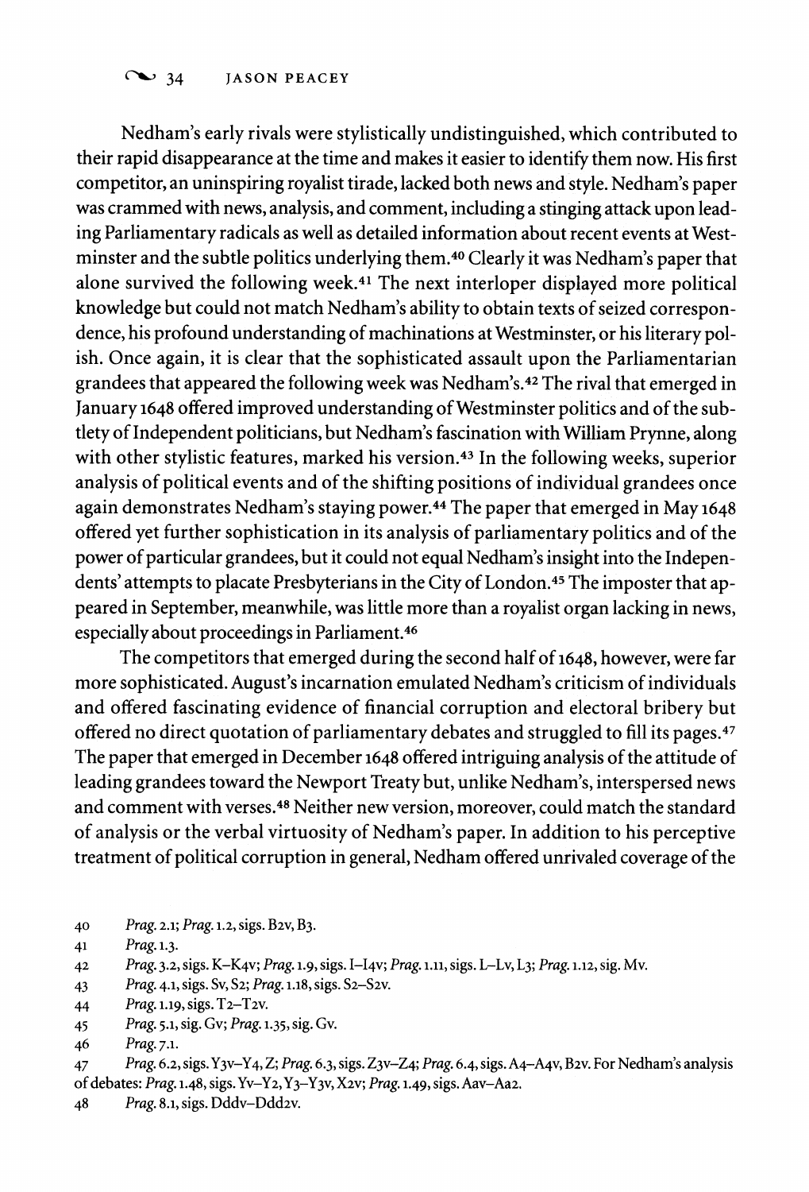Nedham's early rivals were stylistically undistinguished, which contributed to their rapid disappearance at the time and makes it easier to identify them now. His first competitor, an uninspiring royalist tirade, lacked both news and style. Nedham's paper was crammed with news, analysis, and comment, including a stinging attack upon leading Parliamentary radicals as well as detailed information about recent events at Westminster and the subtle politics underlying them.[40] Clearly it was Nedham's paper that alone survived the following week.[41] The next interloper displayed more political knowledge but could not match Nedham's ability to obtain texts of seized correspondence, his profound understanding of machinations at Westminster, or his literary polish. Once again, it is clear that the sophisticated assault upon the Parliamentarian grandees that appeared the following week was Nedham's.[42] The rival that emerged in January 1648 offered improved understanding of Westminster politics and of the subtlety of Independent politicians, but Nedham's fascination with William Prynne, along with other stylistic features, marked his version.[43] In the following weeks, superior analysis of political events and of the shifting positions of individual grandees once again demonstrates Nedham's staying power.[44] The paper that emerged in May 1648 offered yet further sophistication in its analysis of parliamentary politics and of the power of particular grandees, but it could not equal Nedham's insight into the Independents' attempts to placate Presbyterians in the City of London.[45] The imposter that appeared in September, meanwhile, was little more than a royalist organ lacking in news, especially about proceedings in Parliament.[46]

The competitors that emerged during the second half of 1648, however, were far more sophisticated. August's incarnation emulated Nedham's criticism of individuals and offered fascinating evidence of financial corruption and electoral bribery but offered no direct quotation of parliamentary debates and struggled to fill its pages.[47] The paper that emerged in December 1648 offered intriguing analysis of the attitude of leading grandees toward the Newport Treaty but, unlike Nedham's, interspersed news and comment with verses.[48] Neither new version, moreover, could match the standard of analysis or the verbal virtuosity of Nedham's paper. In addition to his perceptive treatment of political corruption in general, Nedham offered unrivaled coverage of the

40 *Prag.* 2.1; *Prag.* 1.2, sigs. B2v, B3.

41 *Prag.* 1.3.

42 *Prag.* 3.2, sigs. K–K4v; *Prag.* 1.9, sigs. I–I4v; *Prag.* 1.11, sigs. L–Lv, L3; *Prag.* 1.12, sig. Mv.

43 *Prag.* 4.1, sigs. Sv, S2; *Prag.* 1.18, sigs. S2–S2v.

44 *Prag.* 1.19, sigs. T2–T2v.

45 *Prag.* 5.1, sig. Gv; *Prag.* 1.35, sig. Gv.

46 *Prag.* 7.1.

47 *Prag.* 6.2, sigs. Y3v–Y4, Z; *Prag.* 6.3, sigs. Z3v–Z4; *Prag.* 6.4, sigs. A4–A4v, B2v. For Nedham's analysis of debates: *Prag.* 1.48, sigs. Yv–Y2, Y3–Y3v, X2v; *Prag.* 1.49, sigs. Aav–Aa2.

48 *Prag.* 8.1, sigs. Dddv–Ddd2v.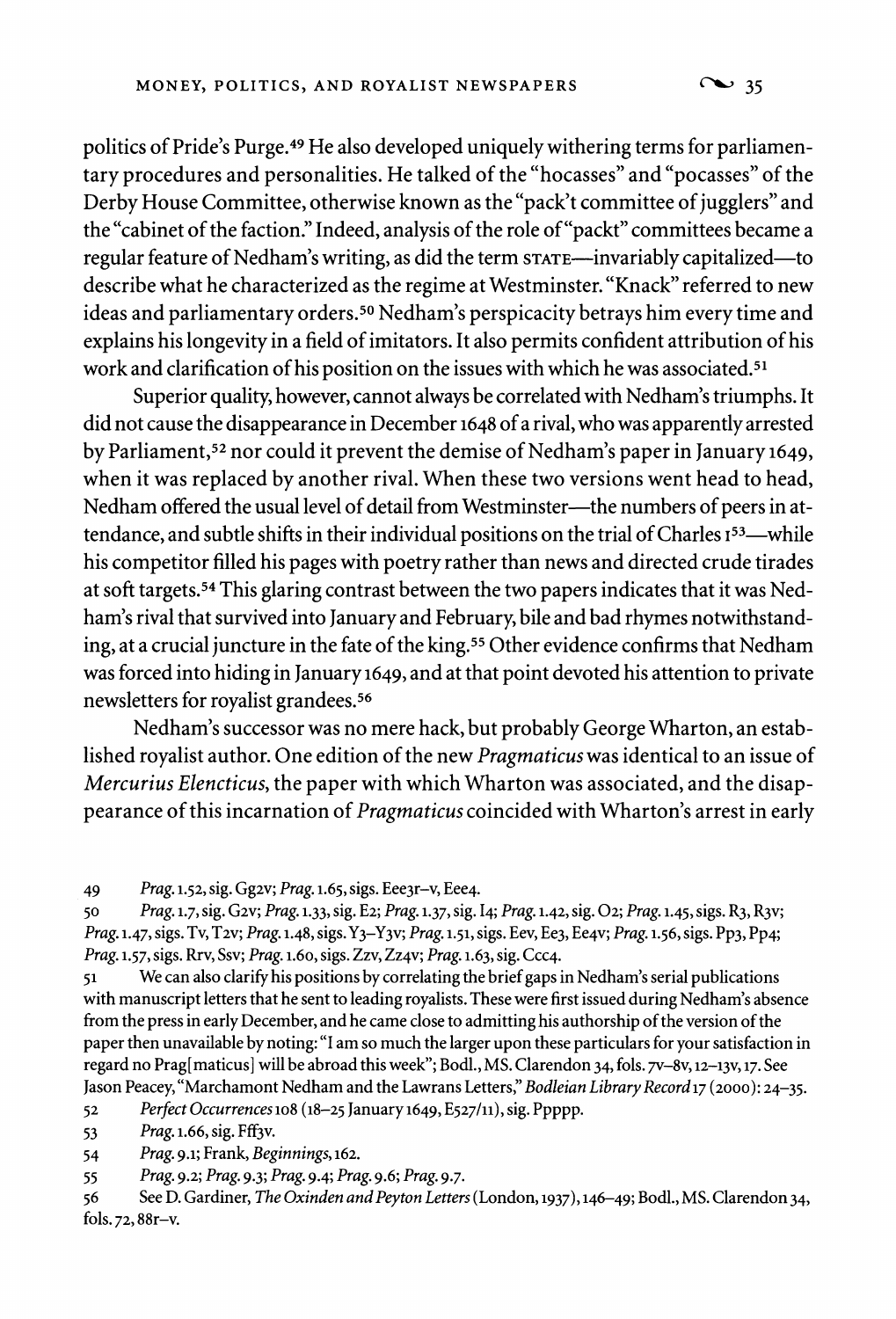politics of Pride's Purge.[49] He also developed uniquely withering terms for parliamentary procedures and personalities. He talked of the "hocasses" and "pocasses" of the Derby House Committee, otherwise known as the "pack't committee of jugglers" and the "cabinet of the faction." Indeed, analysis of the role of "packt" committees became a regular feature of Nedham's writing, as did the term STATE—invariably capitalized—to describe what he characterized as the regime at Westminster. "Knack" referred to new ideas and parliamentary orders.[50] Nedham's perspicacity betrays him every time and explains his longevity in a field of imitators. It also permits confident attribution of his work and clarification of his position on the issues with which he was associated.[51]

Superior quality, however, cannot always be correlated with Nedham's triumphs. It did not cause the disappearance in December 1648 of a rival, who was apparently arrested by Parliament,[52] nor could it prevent the demise of Nedham's paper in January 1649, when it was replaced by another rival. When these two versions went head to head, Nedham offered the usual level of detail from Westminster—the numbers of peers in attendance, and subtle shifts in their individual positions on the trial of Charles I[53]—while his competitor filled his pages with poetry rather than news and directed crude tirades at soft targets.[54] This glaring contrast between the two papers indicates that it was Nedham's rival that survived into January and February, bile and bad rhymes notwithstanding, at a crucial juncture in the fate of the king.[55] Other evidence confirms that Nedham was forced into hiding in January 1649, and at that point devoted his attention to private newsletters for royalist grandees.[56]

Nedham's successor was no mere hack, but probably George Wharton, an established royalist author. One edition of the new *Pragmaticus* was identical to an issue of *Mercurius Elencticus*, the paper with which Wharton was associated, and the disappearance of this incarnation of *Pragmaticus* coincided with Wharton's arrest in early

49 *Prag.* 1.52, sig. Gg2v; *Prag.* 1.65, sigs. Eee3r–v, Eee4.

50 *Prag.* 1.7, sig. G2v; *Prag.* 1.33, sig. E2; *Prag.* 1.37, sig. I4; *Prag.* 1.42, sig. O2; *Prag.* 1.45, sigs. R3, R3v; *Prag.* 1.47, sigs. Tv, T2v; *Prag.* 1.48, sigs. Y3–Y3v; *Prag.* 1.51, sigs. Eev, Ee3, Ee4v; *Prag.* 1.56, sigs. Pp3, Pp4; *Prag.* 1.57, sigs. Rrv, Ssv; *Prag.* 1.60, sigs. Zzv, Zz4v; *Prag.* 1.63, sig. Ccc4.

51 We can also clarify his positions by correlating the brief gaps in Nedham's serial publications with manuscript letters that he sent to leading royalists. These were first issued during Nedham's absence from the press in early December, and he came close to admitting his authorship of the version of the paper then unavailable by noting: "I am so much the larger upon these particulars for your satisfaction in regard no Prag[maticus] will be abroad this week"; Bodl., MS. Clarendon 34, fols. 7v–8v, 12–13v, 17. See Jason Peacey, "Marchamont Nedham and the Lawrans Letters," *Bodleian Library Record* 17 (2000): 24–35.

52 *Perfect Occurrences* 108 (18–25 January 1649, E527/11), sig. Ppppp.

53 *Prag.* 1.66, sig. Fff3v.

54 *Prag.* 9.1; Frank, *Beginnings*, 162.

55 *Prag.* 9.2; *Prag.* 9.3; *Prag.* 9.4; *Prag.* 9.6; *Prag.* 9.7.

56 See D. Gardiner, *The Oxinden and Peyton Letters* (London, 1937), 146–49; Bodl., MS. Clarendon 34, fols. 72, 88r–v.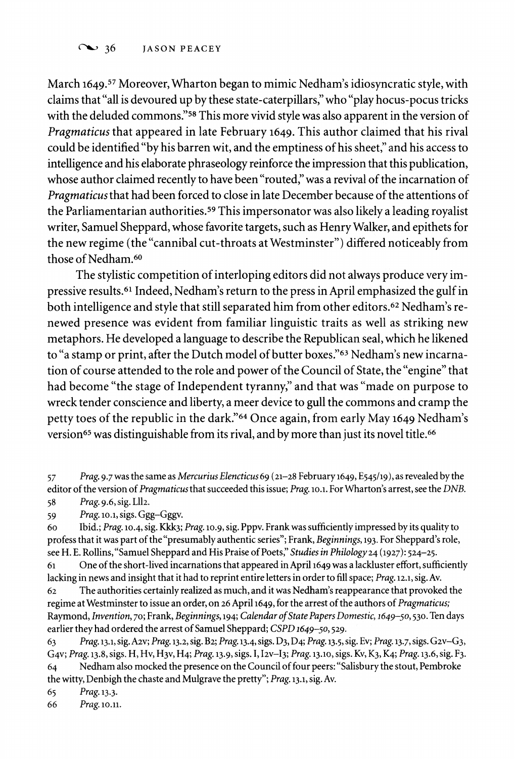March 1649.[57] Moreover, Wharton began to mimic Nedham's idiosyncratic style, with claims that "all is devoured up by these state-caterpillars," who "play hocus-pocus tricks with the deluded commons."[58] This more vivid style was also apparent in the version of *Pragmaticus* that appeared in late February 1649. This author claimed that his rival could be identified "by his barren wit, and the emptiness of his sheet," and his access to intelligence and his elaborate phraseology reinforce the impression that this publication, whose author claimed recently to have been "routed," was a revival of the incarnation of *Pragmaticus* that had been forced to close in late December because of the attentions of the Parliamentarian authorities.[59] This impersonator was also likely a leading royalist writer, Samuel Sheppard, whose favorite targets, such as Henry Walker, and epithets for the new regime (the "cannibal cut-throats at Westminster") differed noticeably from those of Nedham.[60]

The stylistic competition of interloping editors did not always produce very impressive results.[61] Indeed, Nedham's return to the press in April emphasized the gulf in both intelligence and style that still separated him from other editors.[62] Nedham's renewed presence was evident from familiar linguistic traits as well as striking new metaphors. He developed a language to describe the Republican seal, which he likened to "a stamp or print, after the Dutch model of butter boxes."[63] Nedham's new incarnation of course attended to the role and power of the Council of State, the "engine" that had become "the stage of Independent tyranny," and that was "made on purpose to wreck tender conscience and liberty, a meer device to gull the commons and cramp the petty toes of the republic in the dark."[64] Once again, from early May 1649 Nedham's version[65] was distinguishable from its rival, and by more than just its novel title.[66]

57 *Prag.* 9.7 was the same as *Mercurius Elencticus* 69 (21–28 February 1649, E545/19), as revealed by the editor of the version of *Pragmaticus* that succeeded this issue; *Prag.* 10.1. For Wharton's arrest, see the *DNB*.

58 *Prag.* 9.6, sig. Lll2.

59 *Prag.* 10.1, sigs. Ggg–Gggv.

60 Ibid.; *Prag.* 10.4, sig. Kkk3; *Prag.* 10.9, sig. Pppv. Frank was sufficiently impressed by its quality to profess that it was part of the "presumably authentic series"; Frank, *Beginnings*, 193. For Sheppard's role, see H. E. Rollins, "Samuel Sheppard and His Praise of Poets," *Studies in Philology* 24 (1927): 524–25.

61 One of the short-lived incarnations that appeared in April 1649 was a lackluster effort, sufficiently lacking in news and insight that it had to reprint entire letters in order to fill space; *Prag.* 12.1, sig. Av.

62 The authorities certainly realized as much, and it was Nedham's reappearance that provoked the regime at Westminster to issue an order, on 26 April 1649, for the arrest of the authors of *Pragmaticus;* Raymond, *Invention*, 70; Frank, *Beginnings*, 194; *Calendar of State Papers Domestic, 1649–50*, 530. Ten days earlier they had ordered the arrest of Samuel Sheppard; *CSPD 1649–50*, 529.

63 *Prag.* 13.1, sig. A2v; *Prag.* 13.2, sig. B2; *Prag.* 13.4, sigs. D3, D4; *Prag.* 13.5, sig. Ev; *Prag.* 13.7, sigs. G2v–G3, G4v; *Prag.* 13.8, sigs. H, Hv, H3v, H4; *Prag.* 13.9, sigs. I, I2v–I3; *Prag.* 13.10, sigs. Kv, K3, K4; *Prag.* 13.6, sig. F3.

64 Nedham also mocked the presence on the Council of four peers: "Salisbury the stout, Pembroke the witty, Denbigh the chaste and Mulgrave the pretty"; *Prag.* 13.1, sig. Av.

65 *Prag.* 13.3.

66 *Prag.* 10.11.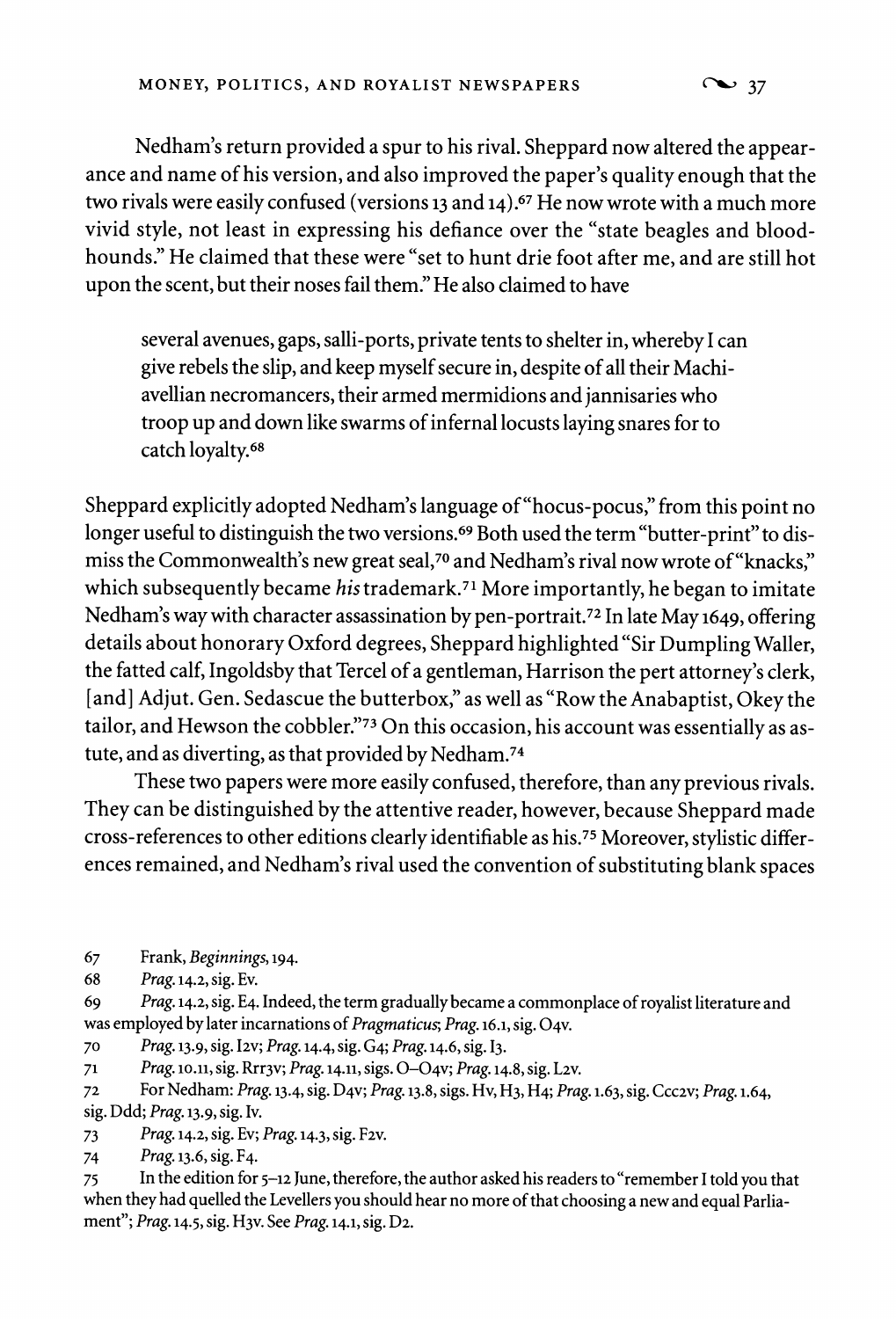Nedham's return provided a spur to his rival. Sheppard now altered the appearance and name of his version, and also improved the paper's quality enough that the two rivals were easily confused (versions 13 and 14).[67] He now wrote with a much more vivid style, not least in expressing his defiance over the "state beagles and bloodhounds." He claimed that these were "set to hunt drie foot after me, and are still hot upon the scent, but their noses fail them." He also claimed to have

> several avenues, gaps, salli-ports, private tents to shelter in, whereby I can give rebels the slip, and keep myself secure in, despite of all their Machiavellian necromancers, their armed mermidions and jannisaries who troop up and down like swarms of infernal locusts laying snares for to catch loyalty.[68]

Sheppard explicitly adopted Nedham's language of "hocus-pocus," from this point no longer useful to distinguish the two versions.[69] Both used the term "butter-print" to dismiss the Commonwealth's new great seal,[70] and Nedham's rival now wrote of "knacks," which subsequently became *his* trademark.[71] More importantly, he began to imitate Nedham's way with character assassination by pen-portrait.[72] In late May 1649, offering details about honorary Oxford degrees, Sheppard highlighted "Sir Dumpling Waller, the fatted calf, Ingoldsby that Tercel of a gentleman, Harrison the pert attorney's clerk, [and] Adjut. Gen. Sedascue the butterbox," as well as "Row the Anabaptist, Okey the tailor, and Hewson the cobbler."[73] On this occasion, his account was essentially as astute, and as diverting, as that provided by Nedham.[74]

These two papers were more easily confused, therefore, than any previous rivals. They can be distinguished by the attentive reader, however, because Sheppard made cross-references to other editions clearly identifiable as his.[75] Moreover, stylistic differences remained, and Nedham's rival used the convention of substituting blank spaces

---

67 Frank, *Beginnings*, 194.

68 *Prag.* 14.2, sig. Ev.

69 *Prag.* 14.2, sig. E4. Indeed, the term gradually became a commonplace of royalist literature and was employed by later incarnations of *Pragmaticus*; *Prag.* 16.1, sig. O4v.

70 *Prag.* 13.9, sig. I2v; *Prag.* 14.4, sig. G4; *Prag.* 14.6, sig. I3.

71 *Prag.* 10.11, sig. Rrr3v; *Prag.* 14.11, sigs. O–O4v; *Prag.* 14.8, sig. L2v.

72 For Nedham: *Prag.* 13.4, sig. D4v; *Prag.* 13.8, sigs. Hv, H3, H4; *Prag.* 1.63, sig. Ccc2v; *Prag.* 1.64, sig. Ddd; *Prag.* 13.9, sig. Iv.

73 *Prag.* 14.2, sig. Ev; *Prag.* 14.3, sig. F2v.

74 *Prag.* 13.6, sig. F4.

75 In the edition for 5–12 June, therefore, the author asked his readers to "remember I told you that when they had quelled the Levellers you should hear no more of that choosing a new and equal Parliament"; *Prag.* 14.5, sig. H3v. See *Prag.* 14.1, sig. D2.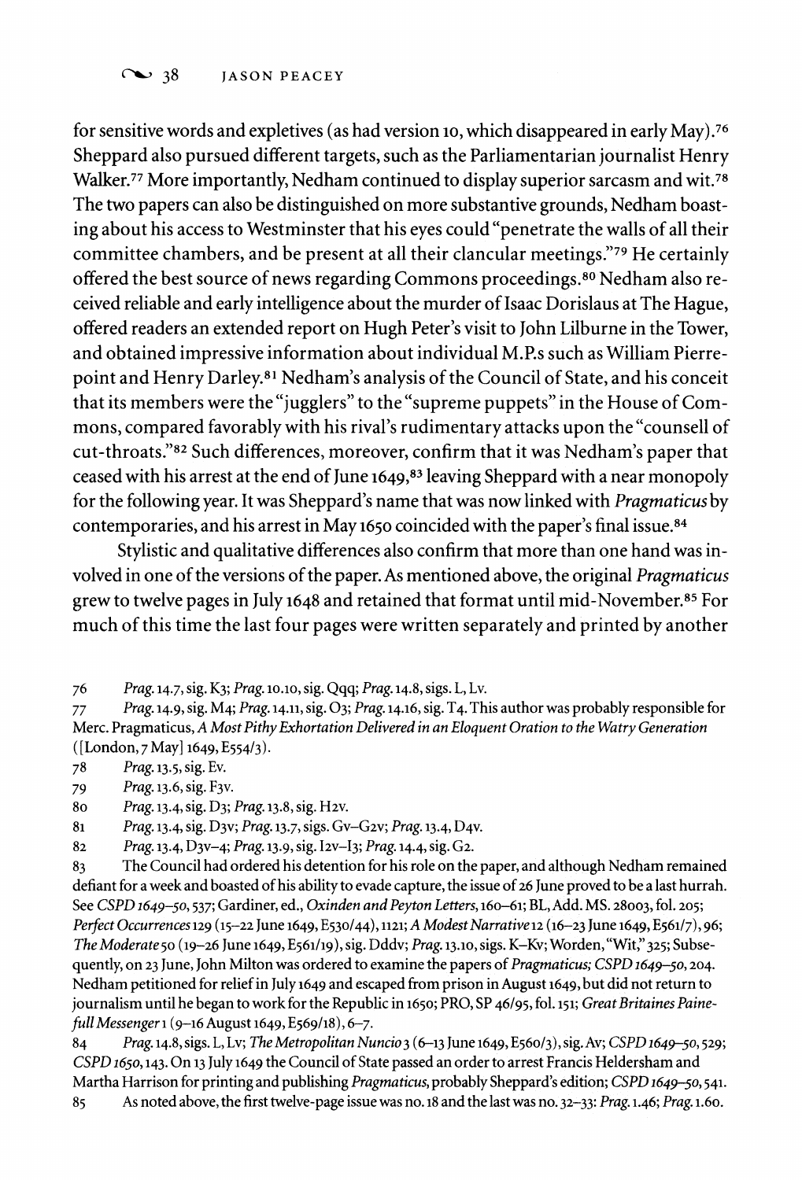for sensitive words and expletives (as had version 10, which disappeared in early May).[76] Sheppard also pursued different targets, such as the Parliamentarian journalist Henry Walker.[77] More importantly, Nedham continued to display superior sarcasm and wit.[78] The two papers can also be distinguished on more substantive grounds, Nedham boasting about his access to Westminster that his eyes could "penetrate the walls of all their committee chambers, and be present at all their clancular meetings."[79] He certainly offered the best source of news regarding Commons proceedings.[80] Nedham also received reliable and early intelligence about the murder of Isaac Dorislaus at The Hague, offered readers an extended report on Hugh Peter's visit to John Lilburne in the Tower, and obtained impressive information about individual M.P.s such as William Pierrepoint and Henry Darley.[81] Nedham's analysis of the Council of State, and his conceit that its members were the "jugglers" to the "supreme puppets" in the House of Commons, compared favorably with his rival's rudimentary attacks upon the "counsell of cut-throats."[82] Such differences, moreover, confirm that it was Nedham's paper that ceased with his arrest at the end of June 1649,[83] leaving Sheppard with a near monopoly for the following year. It was Sheppard's name that was now linked with *Pragmaticus* by contemporaries, and his arrest in May 1650 coincided with the paper's final issue.[84]

Stylistic and qualitative differences also confirm that more than one hand was involved in one of the versions of the paper. As mentioned above, the original *Pragmaticus* grew to twelve pages in July 1648 and retained that format until mid-November.[85] For much of this time the last four pages were written separately and printed by another

76 *Prag.* 14.7, sig. K3; *Prag.* 10.10, sig. Qqq; *Prag.* 14.8, sigs. L, Lv.

77 *Prag.* 14.9, sig. M4; *Prag.* 14.11, sig. O3; *Prag.* 14.16, sig. T4. This author was probably responsible for Merc. Pragmaticus, *A Most Pithy Exhortation Delivered in an Eloquent Oration to the Watry Generation* ([London, 7 May] 1649, E554/3).

78 *Prag.* 13.5, sig. Ev.

79 *Prag.* 13.6, sig. F3v.

80 *Prag.* 13.4, sig. D3; *Prag.* 13.8, sig. H2v.

81 *Prag.* 13.4, sig. D3v; *Prag.* 13.7, sigs. Gv–G2v; *Prag.* 13.4, D4v.

82 *Prag.* 13.4, D3v–4; *Prag.* 13.9, sig. I2v–I3; *Prag.* 14.4, sig. G2.

83 The Council had ordered his detention for his role on the paper, and although Nedham remained defiant for a week and boasted of his ability to evade capture, the issue of 26 June proved to be a last hurrah. See *CSPD 1649–50*, 537; Gardiner, ed., *Oxinden and Peyton Letters*, 160–61; BL, Add. MS. 28003, fol. 205; *Perfect Occurrences* 129 (15–22 June 1649, E530/44), 1121; *A Modest Narrative* 12 (16–23 June 1649, E561/7), 96; *The Moderate* 50 (19–26 June 1649, E561/19), sig. Dddv; *Prag.* 13.10, sigs. K–Kv; Worden, "Wit," 325; Subsequently, on 23 June, John Milton was ordered to examine the papers of *Pragmaticus*; *CSPD 1649–50*, 204. Nedham petitioned for relief in July 1649 and escaped from prison in August 1649, but did not return to journalism until he began to work for the Republic in 1650; PRO, SP 46/95, fol. 151; *Great Britaines Painefull Messenger* 1 (9–16 August 1649, E569/18), 6–7.

84 *Prag.* 14.8, sigs. L, Lv; *The Metropolitan Nuncio* 3 (6–13 June 1649, E560/3), sig. Av; *CSPD 1649–50*, 529; *CSPD 1650*, 143. On 13 July 1649 the Council of State passed an order to arrest Francis Heldersham and Martha Harrison for printing and publishing *Pragmaticus*, probably Sheppard's edition; *CSPD 1649–50*, 541.

85 As noted above, the first twelve-page issue was no. 18 and the last was no. 32–33: *Prag.* 1.46; *Prag.* 1.60.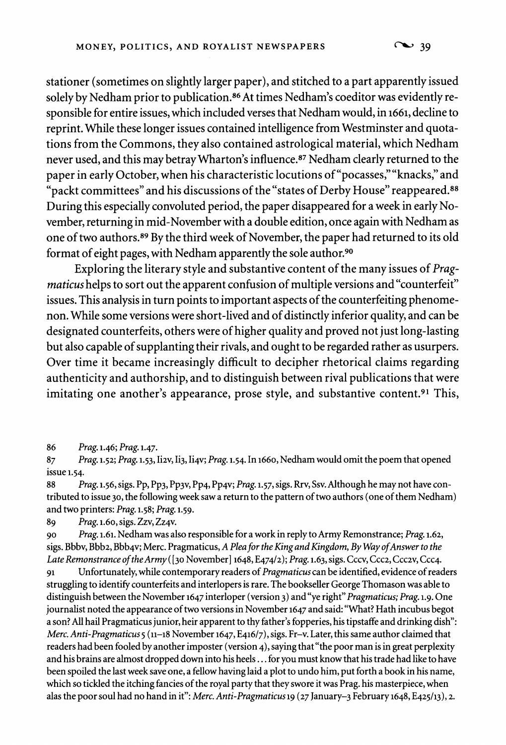stationer (sometimes on slightly larger paper), and stitched to a part apparently issued solely by Nedham prior to publication.[86] At times Nedham's coeditor was evidently responsible for entire issues, which included verses that Nedham would, in 1661, decline to reprint. While these longer issues contained intelligence from Westminster and quotations from the Commons, they also contained astrological material, which Nedham never used, and this may betray Wharton's influence.[87] Nedham clearly returned to the paper in early October, when his characteristic locutions of "pocasses," "knacks," and "packt committees" and his discussions of the "states of Derby House" reappeared.[88] During this especially convoluted period, the paper disappeared for a week in early November, returning in mid-November with a double edition, once again with Nedham as one of two authors.[89] By the third week of November, the paper had returned to its old format of eight pages, with Nedham apparently the sole author.[90]

Exploring the literary style and substantive content of the many issues of *Pragmaticus* helps to sort out the apparent confusion of multiple versions and "counterfeit" issues. This analysis in turn points to important aspects of the counterfeiting phenomenon. While some versions were short-lived and of distinctly inferior quality, and can be designated counterfeits, others were of higher quality and proved not just long-lasting but also capable of supplanting their rivals, and ought to be regarded rather as usurpers. Over time it became increasingly difficult to decipher rhetorical claims regarding authenticity and authorship, and to distinguish between rival publications that were imitating one another's appearance, prose style, and substantive content.[91] This,

86 *Prag.* 1.46; *Prag.* 1.47.

87 *Prag.* 1.52; *Prag.* 1.53, Ii2v, Ii3, Ii4v; *Prag.* 1.54. In 1660, Nedham would omit the poem that opened issue 1.54.

88 *Prag.* 1.56, sigs. Pp, Pp3, Pp3v, Pp4, Pp4v; *Prag.* 1.57, sigs. Rrv, Ssv. Although he may not have contributed to issue 30, the following week saw a return to the pattern of two authors (one of them Nedham) and two printers: *Prag.* 1.58; *Prag.* 1.59.

89 *Prag.* 1.60, sigs. Zzv, Zz4v.

90 *Prag.* 1.61. Nedham was also responsible for a work in reply to Army Remonstrance; *Prag.* 1.62, sigs. Bbbv, Bbb2, Bbb4v; Merc. Pragmaticus, *A Plea for the King and Kingdom, By Way of Answer to the Late Remonstrance of the Army* ([30 November] 1648, E474/2); *Prag.* 1.63, sigs. Cccv, Ccc2, Ccc2v, Ccc4.

91 Unfortunately, while contemporary readers of *Pragmaticus* can be identified, evidence of readers struggling to identify counterfeits and interlopers is rare. The bookseller George Thomason was able to distinguish between the November 1647 interloper (version 3) and "ye right" *Pragmaticus*; *Prag.* 1.9. One journalist noted the appearance of two versions in November 1647 and said: "What? Hath incubus begot a son? All hail Pragmaticus junior, heir apparent to thy father's fopperies, his tipstaffe and drinking dish": *Merc. Anti-Pragmaticus* 5 (11–18 November 1647, E416/7), sigs. Fr–v. Later, this same author claimed that readers had been fooled by another imposter (version 4), saying that "the poor man is in great perplexity and his brains are almost dropped down into his heels . . . for you must know that his trade had like to have been spoiled the last week save one, a fellow having laid a plot to undo him, put forth a book in his name, which so tickled the itching fancies of the royal party that they swore it was Prag. his masterpiece, when alas the poor soul had no hand in it": *Merc. Anti-Pragmaticus* 19 (27 January–3 February 1648, E425/13), 2.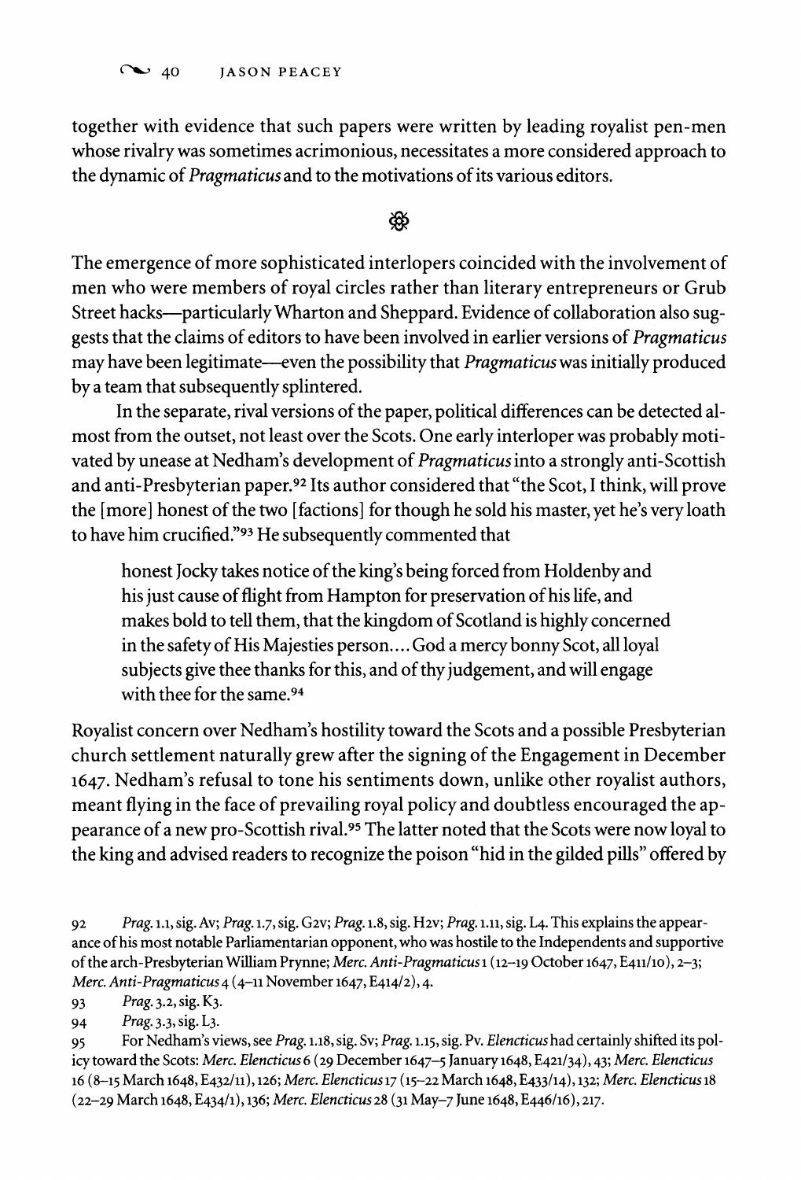together with evidence that such papers were written by leading royalist pen-men whose rivalry was sometimes acrimonious, necessitates a more considered approach to the dynamic of *Pragmaticus* and to the motivations of its various editors.

❦

The emergence of more sophisticated interlopers coincided with the involvement of men who were members of royal circles rather than literary entrepreneurs or Grub Street hacks—particularly Wharton and Sheppard. Evidence of collaboration also suggests that the claims of editors to have been involved in earlier versions of *Pragmaticus* may have been legitimate—even the possibility that *Pragmaticus* was initially produced by a team that subsequently splintered.

In the separate, rival versions of the paper, political differences can be detected almost from the outset, not least over the Scots. One early interloper was probably motivated by unease at Nedham's development of *Pragmaticus* into a strongly anti-Scottish and anti-Presbyterian paper.[92] Its author considered that "the Scot, I think, will prove the [more] honest of the two [factions] for though he sold his master, yet he's very loath to have him crucified."[93] He subsequently commented that

> honest Jocky takes notice of the king's being forced from Holdenby and his just cause of flight from Hampton for preservation of his life, and makes bold to tell them, that the kingdom of Scotland is highly concerned in the safety of His Majesties person.... God a mercy bonny Scot, all loyal subjects give thee thanks for this, and of thy judgement, and will engage with thee for the same.[94]

Royalist concern over Nedham's hostility toward the Scots and a possible Presbyterian church settlement naturally grew after the signing of the Engagement in December 1647. Nedham's refusal to tone his sentiments down, unlike other royalist authors, meant flying in the face of prevailing royal policy and doubtless encouraged the appearance of a new pro-Scottish rival.[95] The latter noted that the Scots were now loyal to the king and advised readers to recognize the poison "hid in the gilded pills" offered by

92 *Prag.* 1.1, sig. Av; *Prag.* 1.7, sig. G2v; *Prag.* 1.8, sig. H2v; *Prag.* 1.11, sig. L4. This explains the appearance of his most notable Parliamentarian opponent, who was hostile to the Independents and supportive of the arch-Presbyterian William Prynne; *Merc. Anti-Pragmaticus* 1 (12–19 October 1647, E411/10), 2–3; *Merc. Anti-Pragmaticus* 4 (4–11 November 1647, E414/2), 4.

93 *Prag.* 3.2, sig. K3.

94 *Prag.* 3.3, sig. L3.

95 For Nedham's views, see *Prag.* 1.18, sig. Sv; *Prag.* 1.15, sig. Pv. *Elencticus* had certainly shifted its policy toward the Scots: *Merc. Elencticus* 6 (29 December 1647–5 January 1648, E421/34), 43; *Merc. Elencticus* 16 (8–15 March 1648, E432/11), 126; *Merc. Elencticus* 17 (15–22 March 1648, E433/14), 132; *Merc. Elencticus* 18 (22–29 March 1648, E434/1), 136; *Merc. Elencticus* 28 (31 May–7 June 1648, E446/16), 217.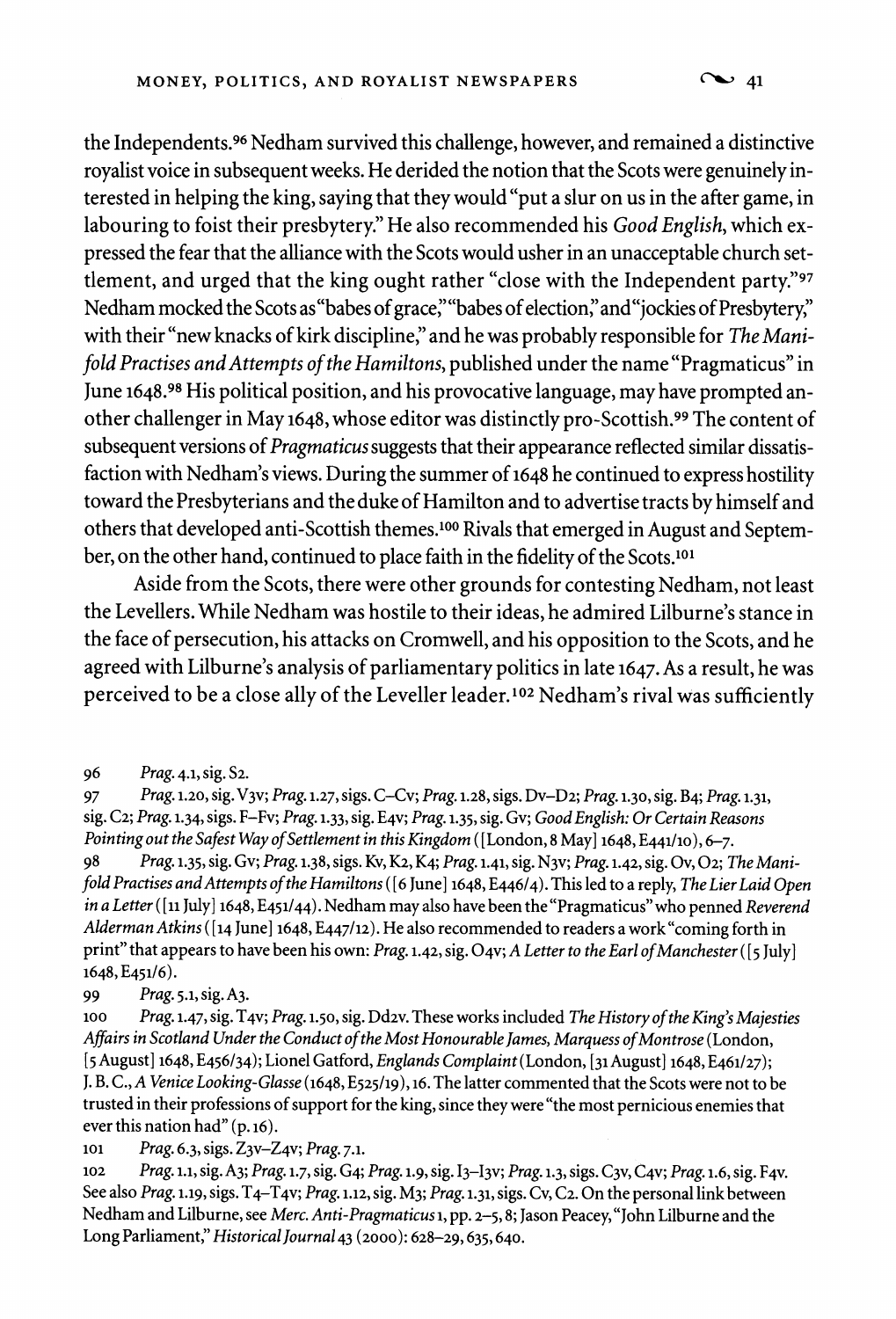the Independents.[96] Nedham survived this challenge, however, and remained a distinctive royalist voice in subsequent weeks. He derided the notion that the Scots were genuinely interested in helping the king, saying that they would "put a slur on us in the after game, in labouring to foist their presbytery." He also recommended his *Good English*, which expressed the fear that the alliance with the Scots would usher in an unacceptable church settlement, and urged that the king ought rather "close with the Independent party."[97] Nedham mocked the Scots as "babes of grace," "babes of election," and "jockies of Presbytery," with their "new knacks of kirk discipline," and he was probably responsible for *The Manifold Practises and Attempts of the Hamiltons*, published under the name "Pragmaticus" in June 1648.[98] His political position, and his provocative language, may have prompted another challenger in May 1648, whose editor was distinctly pro-Scottish.[99] The content of subsequent versions of *Pragmaticus* suggests that their appearance reflected similar dissatisfaction with Nedham's views. During the summer of 1648 he continued to express hostility toward the Presbyterians and the duke of Hamilton and to advertise tracts by himself and others that developed anti-Scottish themes.[100] Rivals that emerged in August and September, on the other hand, continued to place faith in the fidelity of the Scots.[101]

Aside from the Scots, there were other grounds for contesting Nedham, not least the Levellers. While Nedham was hostile to their ideas, he admired Lilburne's stance in the face of persecution, his attacks on Cromwell, and his opposition to the Scots, and he agreed with Lilburne's analysis of parliamentary politics in late 1647. As a result, he was perceived to be a close ally of the Leveller leader.[102] Nedham's rival was sufficiently

96 *Prag.* 4.1, sig. S2.

97 *Prag.* 1.20, sig. V3v; *Prag.* 1.27, sigs. C–Cv; *Prag.* 1.28, sigs. Dv–D2; *Prag.* 1.30, sig. B4; *Prag.* 1.31, sig. C2; *Prag.* 1.34, sigs. F–Fv; *Prag.* 1.33, sig. E4v; *Prag.* 1.35, sig. Gv; *Good English: Or Certain Reasons Pointing out the Safest Way of Settlement in this Kingdom* ([London, 8 May] 1648, E441/10), 6–7.

98 *Prag.* 1.35, sig. Gv; *Prag.* 1.38, sigs. Kv, K2, K4; *Prag.* 1.41, sig. N3v; *Prag.* 1.42, sig. Ov, O2; *The Manifold Practises and Attempts of the Hamiltons* ([6 June] 1648, E446/4). This led to a reply, *The Lier Laid Open in a Letter* ([11 July] 1648, E451/44). Nedham may also have been the "Pragmaticus" who penned *Reverend Alderman Atkins* ([14 June] 1648, E447/12). He also recommended to readers a work "coming forth in print" that appears to have been his own: *Prag.* 1.42, sig. O4v; *A Letter to the Earl of Manchester* ([5 July] 1648, E451/6).

99 *Prag.* 5.1, sig. A3.

100 *Prag.* 1.47, sig. T4v; *Prag.* 1.50, sig. Dd2v. These works included *The History of the King's Majesties Affairs in Scotland Under the Conduct of the Most Honourable James, Marquess of Montrose* (London, [5 August] 1648, E456/34); Lionel Gatford, *Englands Complaint* (London, [31 August] 1648, E461/27); J. B. C., *A Venice Looking-Glasse* (1648, E525/19), 16. The latter commented that the Scots were not to be trusted in their professions of support for the king, since they were "the most pernicious enemies that ever this nation had" (p. 16).

101 *Prag.* 6.3, sigs. Z3v–Z4v; *Prag.* 7.1.

102 *Prag.* 1.1, sig. A3; *Prag.* 1.7, sig. G4; *Prag.* 1.9, sig. I3–I3v; *Prag.* 1.3, sigs. C3v, C4v; *Prag.* 1.6, sig. F4v. See also *Prag.* 1.19, sigs. T4–T4v; *Prag.* 1.12, sig. M3; *Prag.* 1.31, sigs. Cv, C2. On the personal link between Nedham and Lilburne, see *Merc. Anti-Pragmaticus* 1, pp. 2–5, 8; Jason Peacey, "John Lilburne and the Long Parliament," *Historical Journal* 43 (2000): 628–29, 635, 640.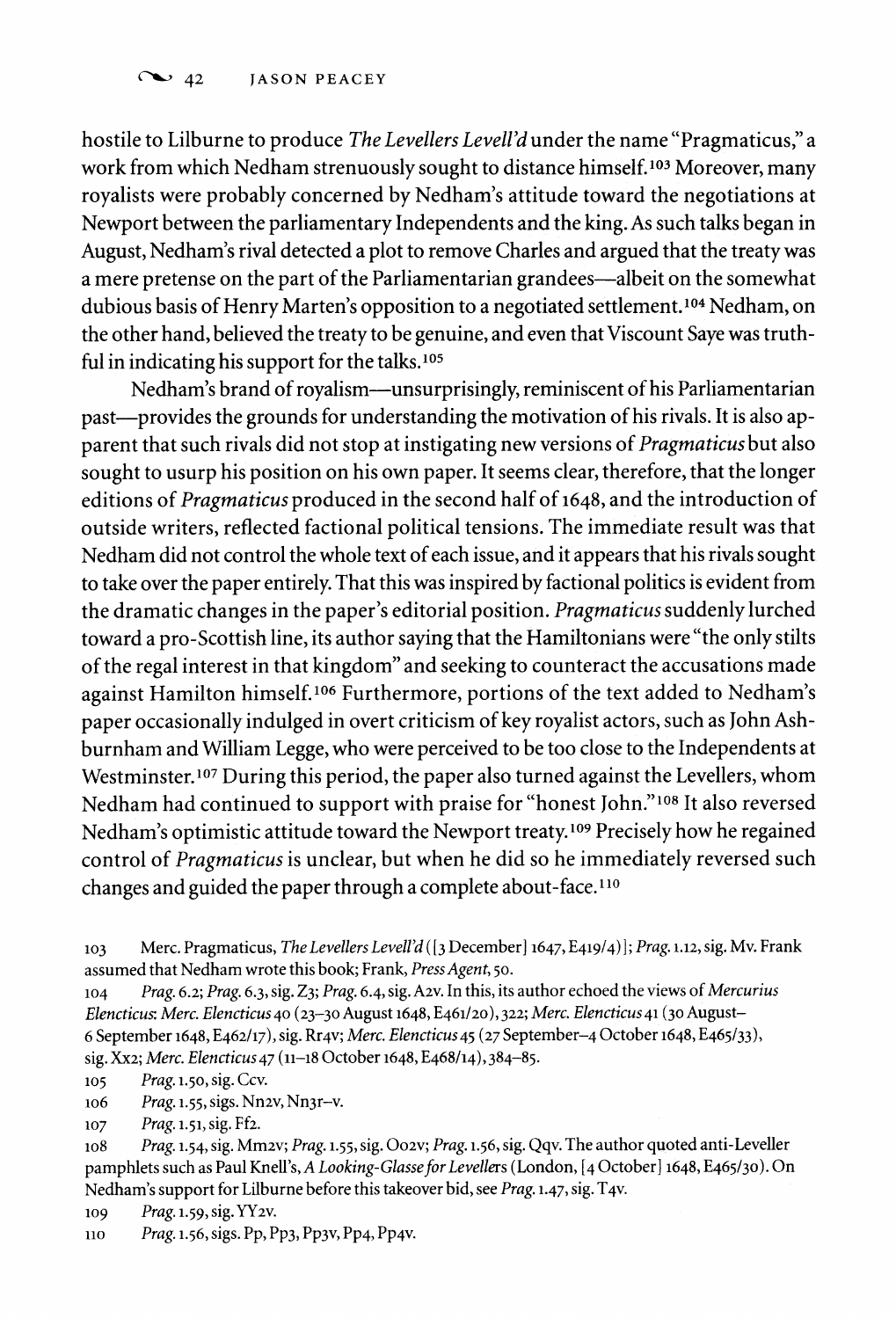hostile to Lilburne to produce *The Levellers Levell'd* under the name "Pragmaticus," a work from which Nedham strenuously sought to distance himself.[103] Moreover, many royalists were probably concerned by Nedham's attitude toward the negotiations at Newport between the parliamentary Independents and the king. As such talks began in August, Nedham's rival detected a plot to remove Charles and argued that the treaty was a mere pretense on the part of the Parliamentarian grandees—albeit on the somewhat dubious basis of Henry Marten's opposition to a negotiated settlement.[104] Nedham, on the other hand, believed the treaty to be genuine, and even that Viscount Saye was truthful in indicating his support for the talks.[105]

Nedham's brand of royalism—unsurprisingly, reminiscent of his Parliamentarian past—provides the grounds for understanding the motivation of his rivals. It is also apparent that such rivals did not stop at instigating new versions of *Pragmaticus* but also sought to usurp his position on his own paper. It seems clear, therefore, that the longer editions of *Pragmaticus* produced in the second half of 1648, and the introduction of outside writers, reflected factional political tensions. The immediate result was that Nedham did not control the whole text of each issue, and it appears that his rivals sought to take over the paper entirely. That this was inspired by factional politics is evident from the dramatic changes in the paper's editorial position. *Pragmaticus* suddenly lurched toward a pro-Scottish line, its author saying that the Hamiltonians were "the only stilts of the regal interest in that kingdom" and seeking to counteract the accusations made against Hamilton himself.[106] Furthermore, portions of the text added to Nedham's paper occasionally indulged in overt criticism of key royalist actors, such as John Ashburnham and William Legge, who were perceived to be too close to the Independents at Westminster.[107] During this period, the paper also turned against the Levellers, whom Nedham had continued to support with praise for "honest John."[108] It also reversed Nedham's optimistic attitude toward the Newport treaty.[109] Precisely how he regained control of *Pragmaticus* is unclear, but when he did so he immediately reversed such changes and guided the paper through a complete about-face.[110]

103 Merc. Pragmaticus, *The Levellers Levell'd* ([3 December] 1647, E419/4)]; *Prag.* 1.12, sig. Mv. Frank assumed that Nedham wrote this book; Frank, *Press Agent*, 50.

104 *Prag.* 6.2; *Prag.* 6.3, sig. Z3; *Prag.* 6.4, sig. A2v. In this, its author echoed the views of *Mercurius Elencticus*: *Merc. Elencticus* 40 (23–30 August 1648, E461/20), 322; *Merc. Elencticus* 41 (30 August–6 September 1648, E462/17), sig. Rr4v; *Merc. Elencticus* 45 (27 September–4 October 1648, E465/33), sig. Xx2; *Merc. Elencticus* 47 (11–18 October 1648, E468/14), 384–85.

105 *Prag.* 1.50, sig. Ccv.

106 *Prag.* 1.55, sigs. Nn2v, Nn3r–v.

107 *Prag.* 1.51, sig. Ff2.

108 *Prag.* 1.54, sig. Mm2v; *Prag.* 1.55, sig. Oo2v; *Prag.* 1.56, sig. Qqv. The author quoted anti-Leveller pamphlets such as Paul Knell's, *A Looking-Glasse for Levellers* (London, [4 October] 1648, E465/30). On Nedham's support for Lilburne before this takeover bid, see *Prag.* 1.47, sig. T4v.

109 *Prag.* 1.59, sig. YY2v.

110 *Prag.* 1.56, sigs. Pp, Pp3, Pp3v, Pp4, Pp4v.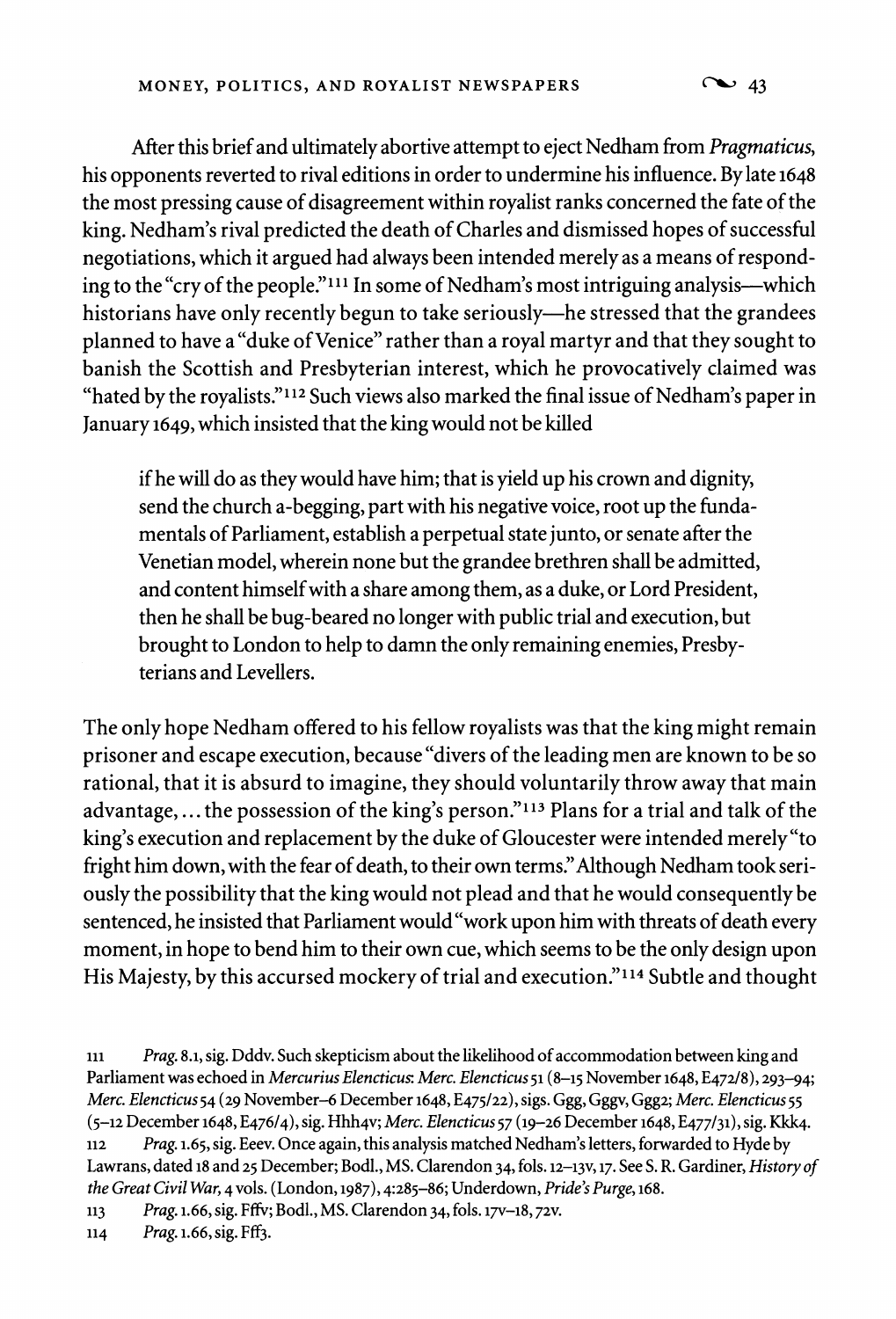After this brief and ultimately abortive attempt to eject Nedham from *Pragmaticus*, his opponents reverted to rival editions in order to undermine his influence. By late 1648 the most pressing cause of disagreement within royalist ranks concerned the fate of the king. Nedham's rival predicted the death of Charles and dismissed hopes of successful negotiations, which it argued had always been intended merely as a means of responding to the "cry of the people."[111] In some of Nedham's most intriguing analysis—which historians have only recently begun to take seriously—he stressed that the grandees planned to have a "duke of Venice" rather than a royal martyr and that they sought to banish the Scottish and Presbyterian interest, which he provocatively claimed was "hated by the royalists."[112] Such views also marked the final issue of Nedham's paper in January 1649, which insisted that the king would not be killed

> if he will do as they would have him; that is yield up his crown and dignity, send the church a-begging, part with his negative voice, root up the fundamentals of Parliament, establish a perpetual state junto, or senate after the Venetian model, wherein none but the grandee brethren shall be admitted, and content himself with a share among them, as a duke, or Lord President, then he shall be bug-beared no longer with public trial and execution, but brought to London to help to damn the only remaining enemies, Presbyterians and Levellers.

The only hope Nedham offered to his fellow royalists was that the king might remain prisoner and escape execution, because "divers of the leading men are known to be so rational, that it is absurd to imagine, they should voluntarily throw away that main advantage, ... the possession of the king's person."[113] Plans for a trial and talk of the king's execution and replacement by the duke of Gloucester were intended merely "to fright him down, with the fear of death, to their own terms." Although Nedham took seriously the possibility that the king would not plead and that he would consequently be sentenced, he insisted that Parliament would "work upon him with threats of death every moment, in hope to bend him to their own cue, which seems to be the only design upon His Majesty, by this accursed mockery of trial and execution."[114] Subtle and thought

---

111 *Prag.* 8.1, sig. Dddv. Such skepticism about the likelihood of accommodation between king and Parliament was echoed in *Mercurius Elencticus*: *Merc. Elencticus* 51 (8–15 November 1648, E472/8), 293–94; *Merc. Elencticus* 54 (29 November–6 December 1648, E475/22), sigs. Ggg, Gggv, Ggg2; *Merc. Elencticus* 55 (5–12 December 1648, E476/4), sig. Hhh4v; *Merc. Elencticus* 57 (19–26 December 1648, E477/31), sig. Kkk4.

112 *Prag.* 1.65, sig. Eeev. Once again, this analysis matched Nedham's letters, forwarded to Hyde by Lawrans, dated 18 and 25 December; Bodl., MS. Clarendon 34, fols. 12–13v, 17. See S. R. Gardiner, *History of the Great Civil War*, 4 vols. (London, 1987), 4:285–86; Underdown, *Pride's Purge*, 168.

113 *Prag.* 1.66, sig. Fffv; Bodl., MS. Clarendon 34, fols. 17v–18, 72v.

114 *Prag.* 1.66, sig. Fff3.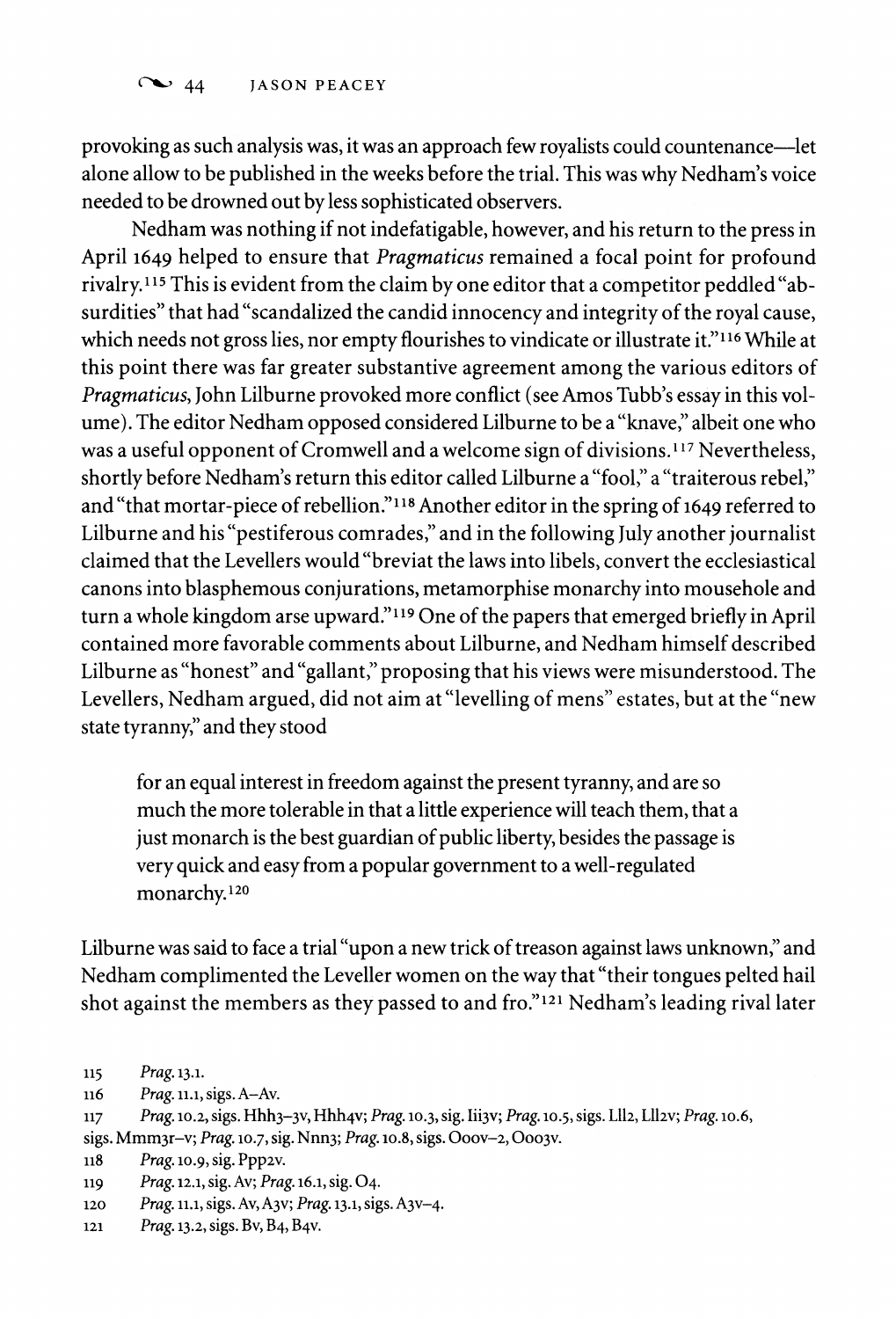provoking as such analysis was, it was an approach few royalists could countenance—let alone allow to be published in the weeks before the trial. This was why Nedham's voice needed to be drowned out by less sophisticated observers.

Nedham was nothing if not indefatigable, however, and his return to the press in April 1649 helped to ensure that *Pragmaticus* remained a focal point for profound rivalry.[115] This is evident from the claim by one editor that a competitor peddled "absurdities" that had "scandalized the candid innocency and integrity of the royal cause, which needs not gross lies, nor empty flourishes to vindicate or illustrate it."[116] While at this point there was far greater substantive agreement among the various editors of *Pragmaticus*, John Lilburne provoked more conflict (see Amos Tubb's essay in this volume). The editor Nedham opposed considered Lilburne to be a "knave," albeit one who was a useful opponent of Cromwell and a welcome sign of divisions.[117] Nevertheless, shortly before Nedham's return this editor called Lilburne a "fool," a "traiterous rebel," and "that mortar-piece of rebellion."[118] Another editor in the spring of 1649 referred to Lilburne and his "pestiferous comrades," and in the following July another journalist claimed that the Levellers would "breviat the laws into libels, convert the ecclesiastical canons into blasphemous conjurations, metamorphise monarchy into mousehole and turn a whole kingdom arse upward."[119] One of the papers that emerged briefly in April contained more favorable comments about Lilburne, and Nedham himself described Lilburne as "honest" and "gallant," proposing that his views were misunderstood. The Levellers, Nedham argued, did not aim at "levelling of mens" estates, but at the "new state tyranny," and they stood

> for an equal interest in freedom against the present tyranny, and are so much the more tolerable in that a little experience will teach them, that a just monarch is the best guardian of public liberty, besides the passage is very quick and easy from a popular government to a well-regulated monarchy.[120]

Lilburne was said to face a trial "upon a new trick of treason against laws unknown," and Nedham complimented the Leveller women on the way that "their tongues pelted hail shot against the members as they passed to and fro."[121] Nedham's leading rival later

115 *Prag.* 13.1.

116 *Prag.* 11.1, sigs. A–Av.

117 *Prag.* 10.2, sigs. Hhh3–3v, Hhh4v; *Prag.* 10.3, sig. Iii3v; *Prag.* 10.5, sigs. Lll2, Lll2v; *Prag.* 10.6, sigs. Mmm3r–v; *Prag.* 10.7, sig. Nnn3; *Prag.* 10.8, sigs. Ooov–2, Ooo3v.

118 *Prag.* 10.9, sig. Ppp2v.

119 *Prag.* 12.1, sig. Av; *Prag.* 16.1, sig. O4.

120 *Prag.* 11.1, sigs. Av, A3v; *Prag.* 13.1, sigs. A3v–4.

121 *Prag.* 13.2, sigs. Bv, B4, B4v.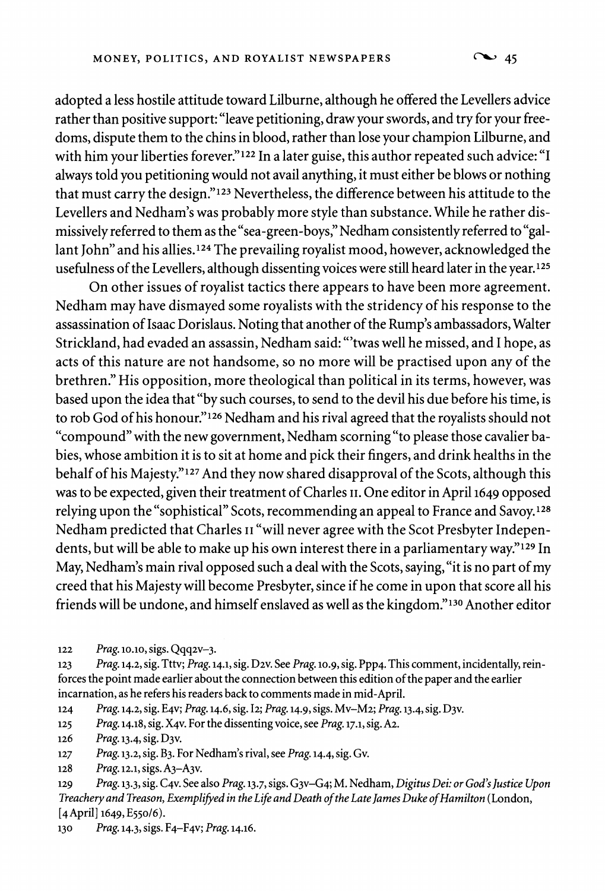adopted a less hostile attitude toward Lilburne, although he offered the Levellers advice rather than positive support: "leave petitioning, draw your swords, and try for your freedoms, dispute them to the chins in blood, rather than lose your champion Lilburne, and with him your liberties forever."[122] In a later guise, this author repeated such advice: "I always told you petitioning would not avail anything, it must either be blows or nothing that must carry the design."[123] Nevertheless, the difference between his attitude to the Levellers and Nedham's was probably more style than substance. While he rather dismissively referred to them as the "sea-green-boys," Nedham consistently referred to "gallant John" and his allies.[124] The prevailing royalist mood, however, acknowledged the usefulness of the Levellers, although dissenting voices were still heard later in the year.[125]

On other issues of royalist tactics there appears to have been more agreement. Nedham may have dismayed some royalists with the stridency of his response to the assassination of Isaac Dorislaus. Noting that another of the Rump's ambassadors, Walter Strickland, had evaded an assassin, Nedham said: "'twas well he missed, and I hope, as acts of this nature are not handsome, so no more will be practised upon any of the brethren." His opposition, more theological than political in its terms, however, was based upon the idea that "by such courses, to send to the devil his due before his time, is to rob God of his honour."[126] Nedham and his rival agreed that the royalists should not "compound" with the new government, Nedham scorning "to please those cavalier babies, whose ambition it is to sit at home and pick their fingers, and drink healths in the behalf of his Majesty."[127] And they now shared disapproval of the Scots, although this was to be expected, given their treatment of Charles II. One editor in April 1649 opposed relying upon the "sophistical" Scots, recommending an appeal to France and Savoy.[128] Nedham predicted that Charles II "will never agree with the Scot Presbyter Independents, but will be able to make up his own interest there in a parliamentary way."[129] In May, Nedham's main rival opposed such a deal with the Scots, saying, "it is no part of my creed that his Majesty will become Presbyter, since if he come in upon that score all his friends will be undone, and himself enslaved as well as the kingdom."[130] Another editor

122 *Prag.* 10.10, sigs. Qqq2v–3.

123 *Prag.* 14.2, sig. Tttv; *Prag.* 14.1, sig. D2v. See *Prag.* 10.9, sig. Ppp4. This comment, incidentally, reinforces the point made earlier about the connection between this edition of the paper and the earlier incarnation, as he refers his readers back to comments made in mid-April.

124 *Prag.* 14.2, sig. E4v; *Prag.* 14.6, sig. I2; *Prag.* 14.9, sigs. Mv–M2; *Prag.* 13.4, sig. D3v.

125 *Prag.* 14.18, sig. X4v. For the dissenting voice, see *Prag.* 17.1, sig. A2.

126 *Prag.* 13.4, sig. D3v.

127 *Prag.* 13.2, sig. B3. For Nedham's rival, see *Prag.* 14.4, sig. Gv.

128 *Prag.* 12.1, sigs. A3–A3v.

129 *Prag.* 13.3, sig. C4v. See also *Prag.* 13.7, sigs. G3v–G4; M. Nedham, *Digitus Dei: or God's Justice Upon Treachery and Treason, Exemplifyed in the Life and Death of the Late James Duke of Hamilton* (London, [4 April] 1649, E550/6).

130 *Prag.* 14.3, sigs. F4–F4v; *Prag.* 14.16.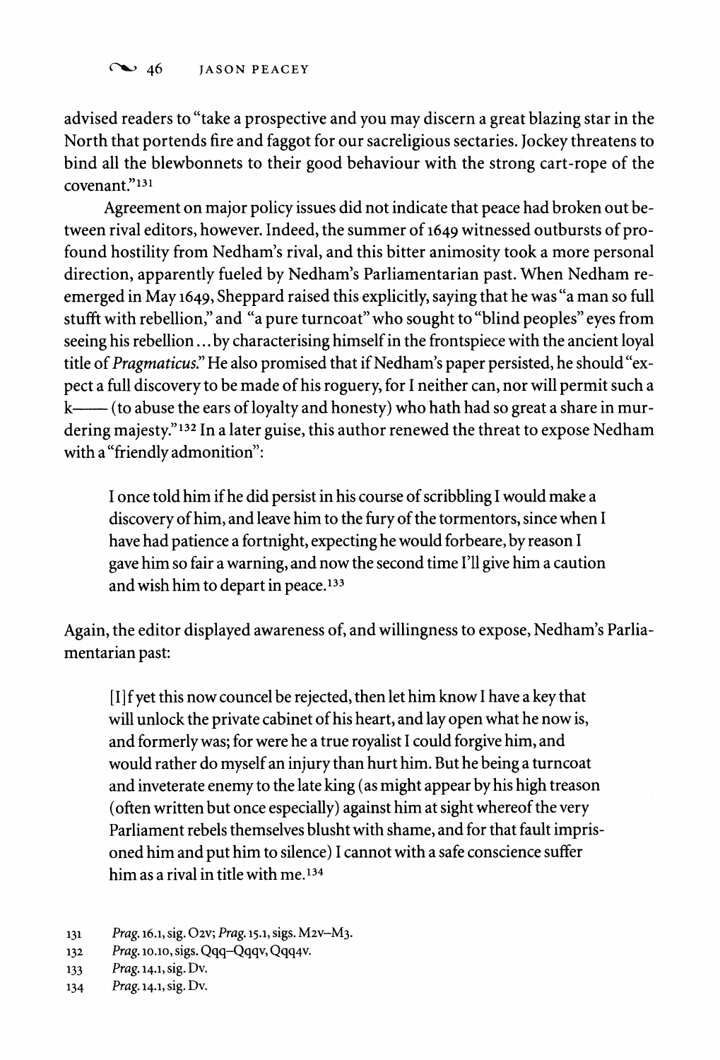advised readers to "take a prospective and you may discern a great blazing star in the North that portends fire and faggot for our sacreligious sectaries. Jockey threatens to bind all the blewbonnets to their good behaviour with the strong cart-rope of the covenant."[131]

Agreement on major policy issues did not indicate that peace had broken out between rival editors, however. Indeed, the summer of 1649 witnessed outbursts of profound hostility from Nedham's rival, and this bitter animosity took a more personal direction, apparently fueled by Nedham's Parliamentarian past. When Nedham reemerged in May 1649, Sheppard raised this explicitly, saying that he was "a man so full stufft with rebellion," and "a pure turncoat" who sought to "blind peoples" eyes from seeing his rebellion ... by characterising himself in the frontspiece with the ancient loyal title of *Pragmaticus*." He also promised that if Nedham's paper persisted, he should "expect a full discovery to be made of his roguery, for I neither can, nor will permit such a k—— (to abuse the ears of loyalty and honesty) who hath had so great a share in murdering majesty."[132] In a later guise, this author renewed the threat to expose Nedham with a "friendly admonition":

> I once told him if he did persist in his course of scribbling I would make a discovery of him, and leave him to the fury of the tormentors, since when I have had patience a fortnight, expecting he would forbeare, by reason I gave him so fair a warning, and now the second time I'll give him a caution and wish him to depart in peace.[133]

Again, the editor displayed awareness of, and willingness to expose, Nedham's Parliamentarian past:

> [I]f yet this now councel be rejected, then let him know I have a key that will unlock the private cabinet of his heart, and lay open what he now is, and formerly was; for were he a true royalist I could forgive him, and would rather do myself an injury than hurt him. But he being a turncoat and inveterate enemy to the late king (as might appear by his high treason (often written but once especially) against him at sight whereof the very Parliament rebels themselves blusht with shame, and for that fault imprisoned him and put him to silence) I cannot with a safe conscience suffer him as a rival in title with me.[134]

131 *Prag.* 16.1, sig. O2v; *Prag.* 15.1, sigs. M2v–M3.

132 *Prag.* 10.10, sigs. Qqq–Qqqv, Qqq4v.

133 *Prag.* 14.1, sig. Dv.

134 *Prag.* 14.1, sig. Dv.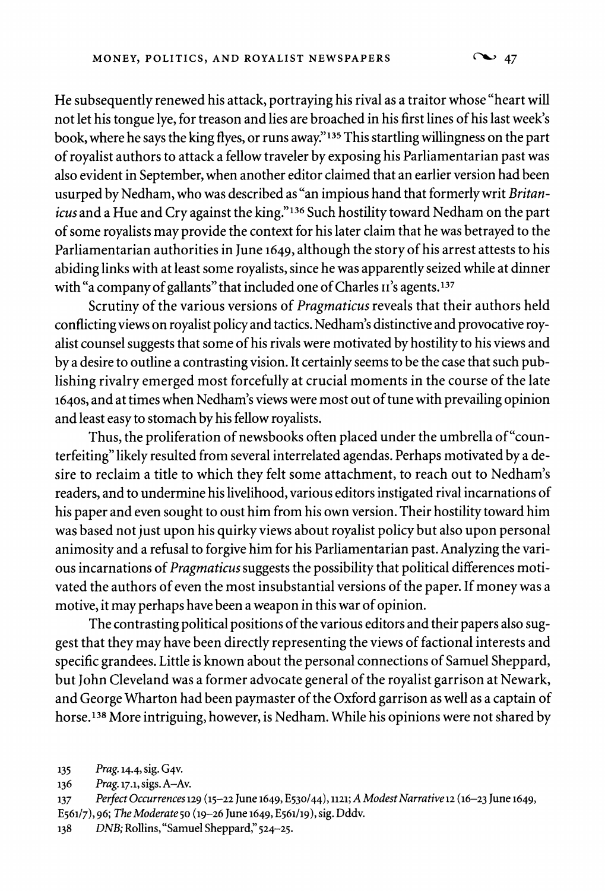He subsequently renewed his attack, portraying his rival as a traitor whose "heart will not let his tongue lye, for treason and lies are broached in his first lines of his last week's book, where he says the king flyes, or runs away."[135] This startling willingness on the part of royalist authors to attack a fellow traveler by exposing his Parliamentarian past was also evident in September, when another editor claimed that an earlier version had been usurped by Nedham, who was described as "an impious hand that formerly writ *Britanicus* and a Hue and Cry against the king."[136] Such hostility toward Nedham on the part of some royalists may provide the context for his later claim that he was betrayed to the Parliamentarian authorities in June 1649, although the story of his arrest attests to his abiding links with at least some royalists, since he was apparently seized while at dinner with "a company of gallants" that included one of Charles II's agents.[137]

Scrutiny of the various versions of *Pragmaticus* reveals that their authors held conflicting views on royalist policy and tactics. Nedham's distinctive and provocative royalist counsel suggests that some of his rivals were motivated by hostility to his views and by a desire to outline a contrasting vision. It certainly seems to be the case that such publishing rivalry emerged most forcefully at crucial moments in the course of the late 1640s, and at times when Nedham's views were most out of tune with prevailing opinion and least easy to stomach by his fellow royalists.

Thus, the proliferation of newsbooks often placed under the umbrella of "counterfeiting" likely resulted from several interrelated agendas. Perhaps motivated by a desire to reclaim a title to which they felt some attachment, to reach out to Nedham's readers, and to undermine his livelihood, various editors instigated rival incarnations of his paper and even sought to oust him from his own version. Their hostility toward him was based not just upon his quirky views about royalist policy but also upon personal animosity and a refusal to forgive him for his Parliamentarian past. Analyzing the various incarnations of *Pragmaticus* suggests the possibility that political differences motivated the authors of even the most insubstantial versions of the paper. If money was a motive, it may perhaps have been a weapon in this war of opinion.

The contrasting political positions of the various editors and their papers also suggest that they may have been directly representing the views of factional interests and specific grandees. Little is known about the personal connections of Samuel Sheppard, but John Cleveland was a former advocate general of the royalist garrison at Newark, and George Wharton had been paymaster of the Oxford garrison as well as a captain of horse.[138] More intriguing, however, is Nedham. While his opinions were not shared by

135 *Prag.* 14.4, sig. G4v.

136 *Prag.* 17.1, sigs. A–Av.

137 *Perfect Occurrences* 129 (15–22 June 1649, E530/44), 1121; *A Modest Narrative* 12 (16–23 June 1649, E561/7), 96; *The Moderate* 50 (19–26 June 1649, E561/19), sig. Dddv.

138 *DNB;* Rollins, "Samuel Sheppard," 524–25.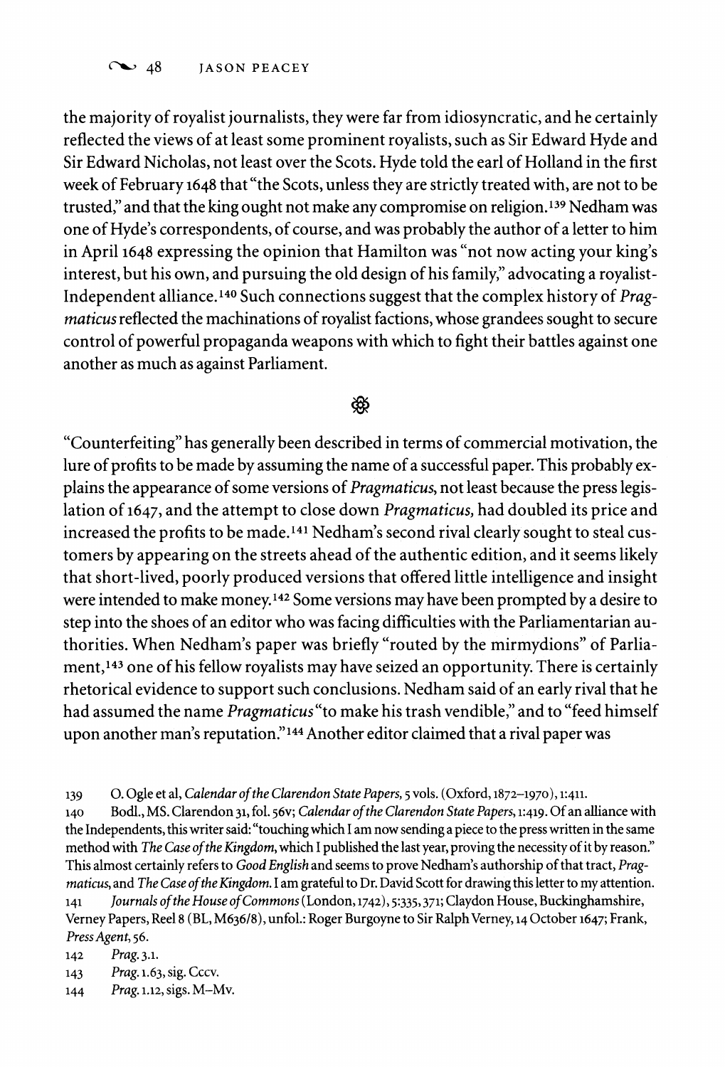the majority of royalist journalists, they were far from idiosyncratic, and he certainly reflected the views of at least some prominent royalists, such as Sir Edward Hyde and Sir Edward Nicholas, not least over the Scots. Hyde told the earl of Holland in the first week of February 1648 that "the Scots, unless they are strictly treated with, are not to be trusted," and that the king ought not make any compromise on religion.[139] Nedham was one of Hyde's correspondents, of course, and was probably the author of a letter to him in April 1648 expressing the opinion that Hamilton was "not now acting your king's interest, but his own, and pursuing the old design of his family," advocating a royalist-Independent alliance.[140] Such connections suggest that the complex history of *Pragmaticus* reflected the machinations of royalist factions, whose grandees sought to secure control of powerful propaganda weapons with which to fight their battles against one another as much as against Parliament.

❁

"Counterfeiting" has generally been described in terms of commercial motivation, the lure of profits to be made by assuming the name of a successful paper. This probably explains the appearance of some versions of *Pragmaticus*, not least because the press legislation of 1647, and the attempt to close down *Pragmaticus*, had doubled its price and increased the profits to be made.[141] Nedham's second rival clearly sought to steal customers by appearing on the streets ahead of the authentic edition, and it seems likely that short-lived, poorly produced versions that offered little intelligence and insight were intended to make money.[142] Some versions may have been prompted by a desire to step into the shoes of an editor who was facing difficulties with the Parliamentarian authorities. When Nedham's paper was briefly "routed by the mirmydions" of Parliament,[143] one of his fellow royalists may have seized an opportunity. There is certainly rhetorical evidence to support such conclusions. Nedham said of an early rival that he had assumed the name *Pragmaticus* "to make his trash vendible," and to "feed himself upon another man's reputation."[144] Another editor claimed that a rival paper was

139 O. Ogle et al, *Calendar of the Clarendon State Papers*, 5 vols. (Oxford, 1872–1970), 1:411.

140 Bodl., MS. Clarendon 31, fol. 56v; *Calendar of the Clarendon State Papers*, 1:419. Of an alliance with the Independents, this writer said: "touching which I am now sending a piece to the press written in the same method with *The Case of the Kingdom*, which I published the last year, proving the necessity of it by reason." This almost certainly refers to *Good English* and seems to prove Nedham's authorship of that tract, *Pragmaticus*, and *The Case of the Kingdom*. I am grateful to Dr. David Scott for drawing this letter to my attention.

141 *Journals of the House of Commons* (London, 1742), 5:335, 371; Claydon House, Buckinghamshire, Verney Papers, Reel 8 (BL, M636/8), unfol.: Roger Burgoyne to Sir Ralph Verney, 14 October 1647; Frank, *Press Agent*, 56.

142 *Prag.* 3.1.

143 *Prag.* 1.63, sig. Cccv.

144 *Prag.* 1.12, sigs. M–Mv.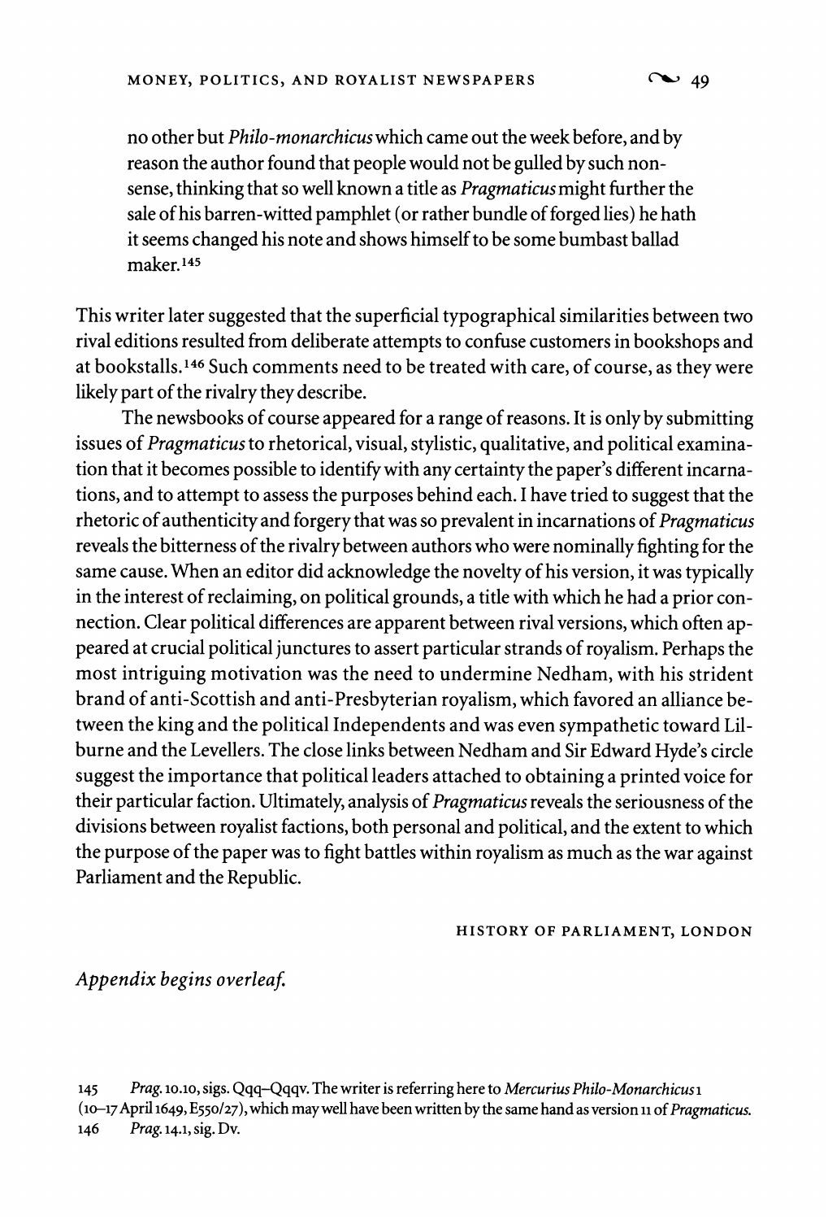no other but *Philo-monarchicus* which came out the week before, and by reason the author found that people would not be gulled by such nonsense, thinking that so well known a title as *Pragmaticus* might further the sale of his barren-witted pamphlet (or rather bundle of forged lies) he hath it seems changed his note and shows himself to be some bumbast ballad maker.[145]

This writer later suggested that the superficial typographical similarities between two rival editions resulted from deliberate attempts to confuse customers in bookshops and at bookstalls.[146] Such comments need to be treated with care, of course, as they were likely part of the rivalry they describe.

The newsbooks of course appeared for a range of reasons. It is only by submitting issues of *Pragmaticus* to rhetorical, visual, stylistic, qualitative, and political examination that it becomes possible to identify with any certainty the paper's different incarnations, and to attempt to assess the purposes behind each. I have tried to suggest that the rhetoric of authenticity and forgery that was so prevalent in incarnations of *Pragmaticus* reveals the bitterness of the rivalry between authors who were nominally fighting for the same cause. When an editor did acknowledge the novelty of his version, it was typically in the interest of reclaiming, on political grounds, a title with which he had a prior connection. Clear political differences are apparent between rival versions, which often appeared at crucial political junctures to assert particular strands of royalism. Perhaps the most intriguing motivation was the need to undermine Nedham, with his strident brand of anti-Scottish and anti-Presbyterian royalism, which favored an alliance between the king and the political Independents and was even sympathetic toward Lilburne and the Levellers. The close links between Nedham and Sir Edward Hyde's circle suggest the importance that political leaders attached to obtaining a printed voice for their particular faction. Ultimately, analysis of *Pragmaticus* reveals the seriousness of the divisions between royalist factions, both personal and political, and the extent to which the purpose of the paper was to fight battles within royalism as much as the war against Parliament and the Republic.

HISTORY OF PARLIAMENT, LONDON

*Appendix begins overleaf.*

---

145 *Prag.* 10.10, sigs. Qqq–Qqqv. The writer is referring here to *Mercurius Philo-Monarchicus* 1 (10–17 April 1649, E550/27), which may well have been written by the same hand as version 11 of *Pragmaticus*.

146 *Prag.* 14.1, sig. Dv.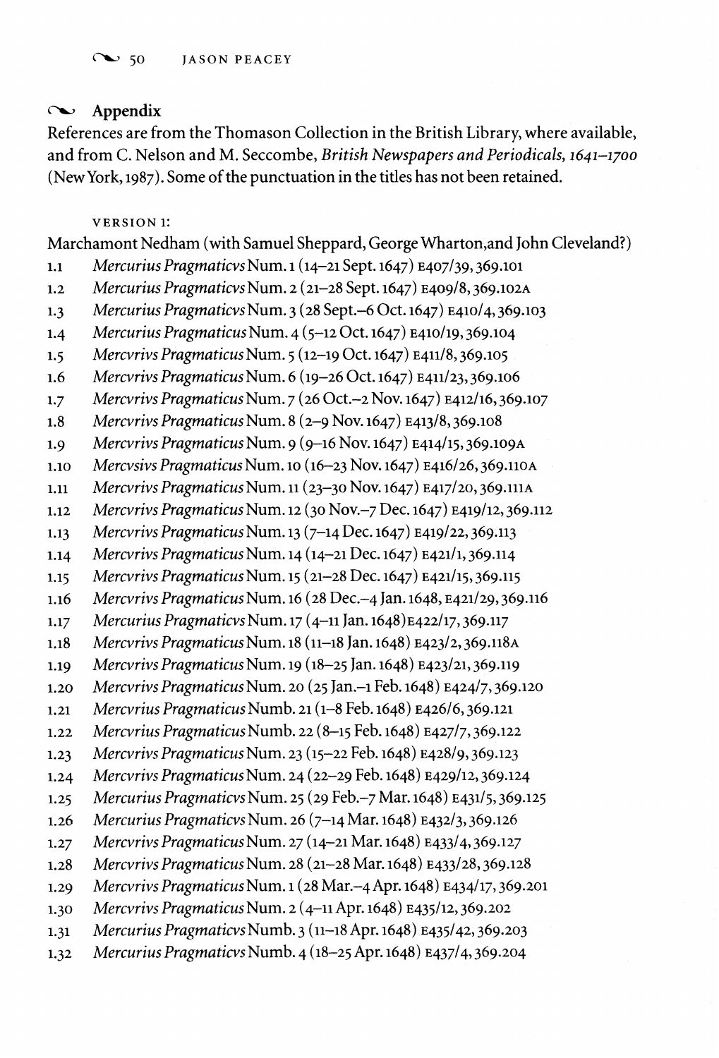## Appendix

References are from the Thomason Collection in the British Library, where available, and from C. Nelson and M. Seccombe, *British Newspapers and Periodicals, 1641–1700* (New York, 1987). Some of the punctuation in the titles has not been retained.

VERSION 1:

Marchamont Nedham (with Samuel Sheppard, George Wharton, and John Cleveland?)

1.1 *Mercurius Pragmaticvs* Num. 1 (14–21 Sept. 1647) E407/39, 369.101
1.2 *Mercurius Pragmaticvs* Num. 2 (21–28 Sept. 1647) E409/8, 369.102A
1.3 *Mercurius Pragmaticvs* Num. 3 (28 Sept.–6 Oct. 1647) E410/4, 369.103
1.4 *Mercurius Pragmaticus* Num. 4 (5–12 Oct. 1647) E410/19, 369.104
1.5 *Mercvrivs Pragmaticus* Num. 5 (12–19 Oct. 1647) E411/8, 369.105
1.6 *Mercvrivs Pragmaticus* Num. 6 (19–26 Oct. 1647) E411/23, 369.106
1.7 *Mercvrivs Pragmaticus* Num. 7 (26 Oct.–2 Nov. 1647) E412/16, 369.107
1.8 *Mercvrivs Pragmaticus* Num. 8 (2–9 Nov. 1647) E413/8, 369.108
1.9 *Mercvrivs Pragmaticus* Num. 9 (9–16 Nov. 1647) E414/15, 369.109A
1.10 *Mercvsivs Pragmaticus* Num. 10 (16–23 Nov. 1647) E416/26, 369.110A
1.11 *Mercvrivs Pragmaticus* Num. 11 (23–30 Nov. 1647) E417/20, 369.111A
1.12 *Mercvrivs Pragmaticus* Num. 12 (30 Nov.–7 Dec. 1647) E419/12, 369.112
1.13 *Mercvrivs Pragmaticus* Num. 13 (7–14 Dec. 1647) E419/22, 369.113
1.14 *Mercvrivs Pragmaticus* Num. 14 (14–21 Dec. 1647) E421/1, 369.114
1.15 *Mercvrivs Pragmaticus* Num. 15 (21–28 Dec. 1647) E421/15, 369.115
1.16 *Mercvrivs Pragmaticus* Num. 16 (28 Dec.–4 Jan. 1648, E421/29, 369.116
1.17 *Mercurius Pragmaticvs* Num. 17 (4–11 Jan. 1648) E422/17, 369.117
1.18 *Mercvrivs Pragmaticus* Num. 18 (11–18 Jan. 1648) E423/2, 369.118A
1.19 *Mercvrivs Pragmaticus* Num. 19 (18–25 Jan. 1648) E423/21, 369.119
1.20 *Mercvrivs Pragmaticus* Num. 20 (25 Jan.–1 Feb. 1648) E424/7, 369.120
1.21 *Mercvrius Pragmaticus* Numb. 21 (1–8 Feb. 1648) E426/6, 369.121
1.22 *Mercvrius Pragmaticus* Numb. 22 (8–15 Feb. 1648) E427/7, 369.122
1.23 *Mercvrivs Pragmaticus* Num. 23 (15–22 Feb. 1648) E428/9, 369.123
1.24 *Mercvrivs Pragmaticus* Num. 24 (22–29 Feb. 1648) E429/12, 369.124
1.25 *Mercurius Pragmaticvs* Num. 25 (29 Feb.–7 Mar. 1648) E431/5, 369.125
1.26 *Mercurius Pragmaticvs* Num. 26 (7–14 Mar. 1648) E432/3, 369.126
1.27 *Mercvrivs Pragmaticus* Num. 27 (14–21 Mar. 1648) E433/4, 369.127
1.28 *Mercvrivs Pragmaticus* Num. 28 (21–28 Mar. 1648) E433/28, 369.128
1.29 *Mercvrivs Pragmaticus* Num. 1 (28 Mar.–4 Apr. 1648) E434/17, 369.201
1.30 *Mercvrivs Pragmaticus* Num. 2 (4–11 Apr. 1648) E435/12, 369.202
1.31 *Mercurius Pragmaticvs* Numb. 3 (11–18 Apr. 1648) E435/42, 369.203
1.32 *Mercurius Pragmaticvs* Numb. 4 (18–25 Apr. 1648) E437/4, 369.204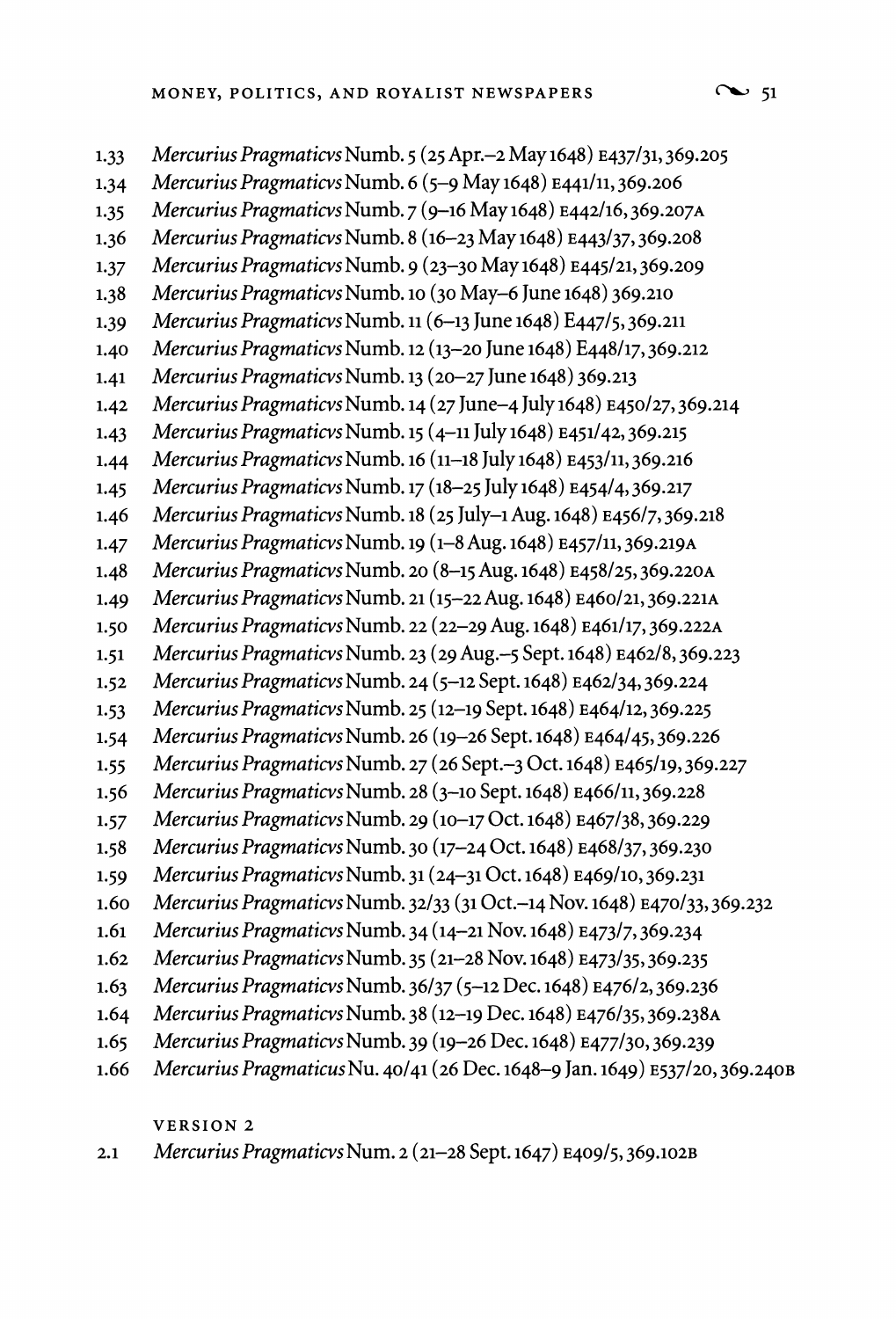1.33 *Mercurius Pragmaticvs* Numb. 5 (25 Apr.–2 May 1648) E437/31, 369.205
1.34 *Mercurius Pragmaticvs* Numb. 6 (5–9 May 1648) E441/11, 369.206
1.35 *Mercurius Pragmaticvs* Numb. 7 (9–16 May 1648) E442/16, 369.207A
1.36 *Mercurius Pragmaticvs* Numb. 8 (16–23 May 1648) E443/37, 369.208
1.37 *Mercurius Pragmaticvs* Numb. 9 (23–30 May 1648) E445/21, 369.209
1.38 *Mercurius Pragmaticvs* Numb. 10 (30 May–6 June 1648) 369.210
1.39 *Mercurius Pragmaticvs* Numb. 11 (6–13 June 1648) E447/5, 369.211
1.40 *Mercurius Pragmaticvs* Numb. 12 (13–20 June 1648) E448/17, 369.212
1.41 *Mercurius Pragmaticvs* Numb. 13 (20–27 June 1648) 369.213
1.42 *Mercurius Pragmaticvs* Numb. 14 (27 June–4 July 1648) E450/27, 369.214
1.43 *Mercurius Pragmaticvs* Numb. 15 (4–11 July 1648) E451/42, 369.215
1.44 *Mercurius Pragmaticvs* Numb. 16 (11–18 July 1648) E453/11, 369.216
1.45 *Mercurius Pragmaticvs* Numb. 17 (18–25 July 1648) E454/4, 369.217
1.46 *Mercurius Pragmaticvs* Numb. 18 (25 July–1 Aug. 1648) E456/7, 369.218
1.47 *Mercurius Pragmaticvs* Numb. 19 (1–8 Aug. 1648) E457/11, 369.219A
1.48 *Mercurius Pragmaticvs* Numb. 20 (8–15 Aug. 1648) E458/25, 369.220A
1.49 *Mercurius Pragmaticvs* Numb. 21 (15–22 Aug. 1648) E460/21, 369.221A
1.50 *Mercurius Pragmaticvs* Numb. 22 (22–29 Aug. 1648) E461/17, 369.222A
1.51 *Mercurius Pragmaticvs* Numb. 23 (29 Aug.–5 Sept. 1648) E462/8, 369.223
1.52 *Mercurius Pragmaticvs* Numb. 24 (5–12 Sept. 1648) E462/34, 369.224
1.53 *Mercurius Pragmaticvs* Numb. 25 (12–19 Sept. 1648) E464/12, 369.225
1.54 *Mercurius Pragmaticvs* Numb. 26 (19–26 Sept. 1648) E464/45, 369.226
1.55 *Mercurius Pragmaticvs* Numb. 27 (26 Sept.–3 Oct. 1648) E465/19, 369.227
1.56 *Mercurius Pragmaticvs* Numb. 28 (3–10 Sept. 1648) E466/11, 369.228
1.57 *Mercurius Pragmaticvs* Numb. 29 (10–17 Oct. 1648) E467/38, 369.229
1.58 *Mercurius Pragmaticvs* Numb. 30 (17–24 Oct. 1648) E468/37, 369.230
1.59 *Mercurius Pragmaticvs* Numb. 31 (24–31 Oct. 1648) E469/10, 369.231
1.60 *Mercurius Pragmaticvs* Numb. 32/33 (31 Oct.–14 Nov. 1648) E470/33, 369.232
1.61 *Mercurius Pragmaticvs* Numb. 34 (14–21 Nov. 1648) E473/7, 369.234
1.62 *Mercurius Pragmaticvs* Numb. 35 (21–28 Nov. 1648) E473/35, 369.235
1.63 *Mercurius Pragmaticvs* Numb. 36/37 (5–12 Dec. 1648) E476/2, 369.236
1.64 *Mercurius Pragmaticvs* Numb. 38 (12–19 Dec. 1648) E476/35, 369.238A
1.65 *Mercurius Pragmaticvs* Numb. 39 (19–26 Dec. 1648) E477/30, 369.239
1.66 *Mercurius Pragmaticus* Nu. 40/41 (26 Dec. 1648–9 Jan. 1649) E537/20, 369.240B

VERSION 2

2.1 *Mercurius Pragmaticvs* Num. 2 (21–28 Sept. 1647) E409/5, 369.102B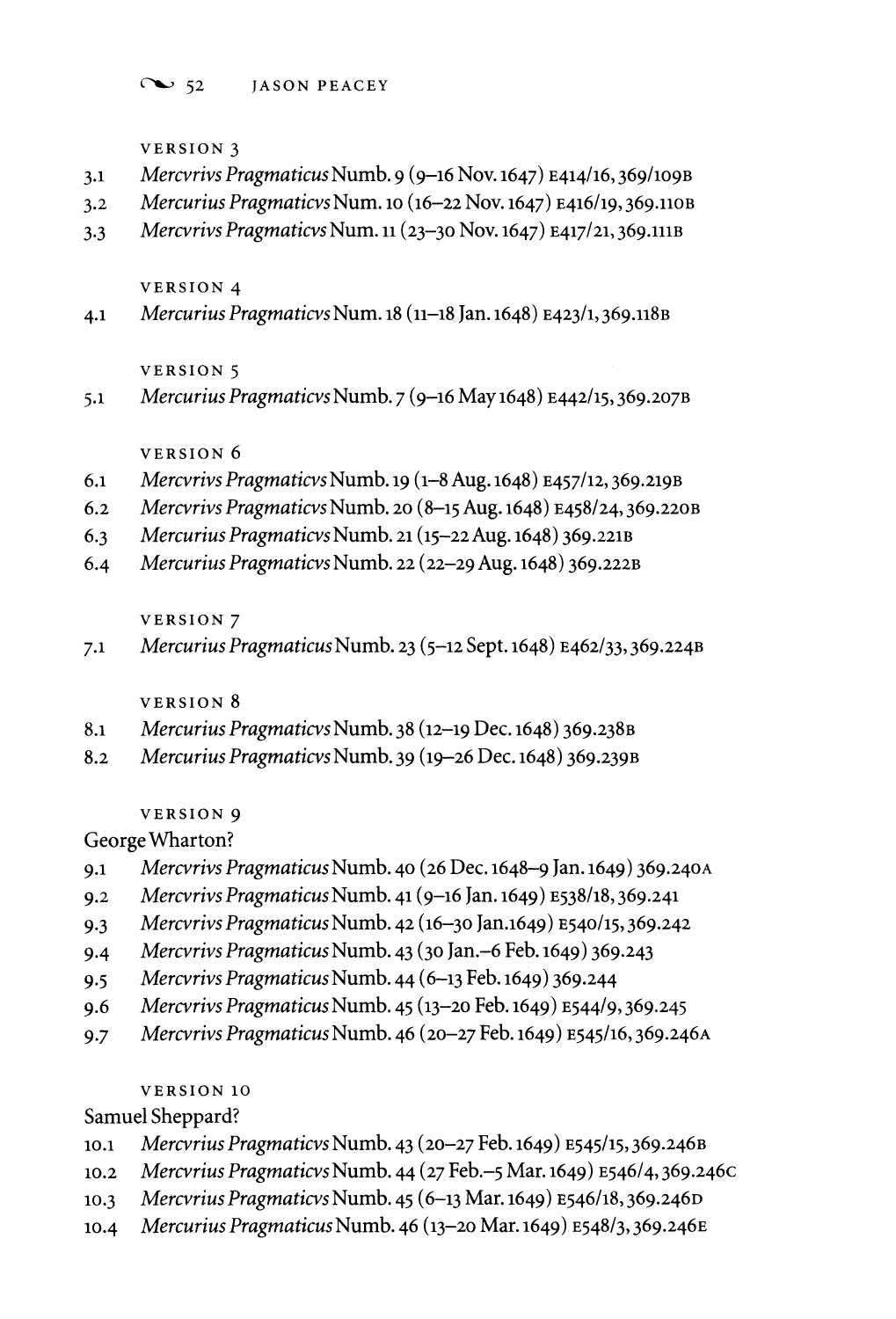VERSION 3

3.1 *Mercvrivs Pragmaticus* Numb. 9 (9–16 Nov. 1647) E414/16, 369/109B

3.2 *Mercurius Pragmaticvs* Num. 10 (16–22 Nov. 1647) E416/19, 369.110B

3.3 *Mercvrivs Pragmaticvs* Num. 11 (23–30 Nov. 1647) E417/21, 369.111B

VERSION 4

4.1 *Mercurius Pragmaticvs* Num. 18 (11–18 Jan. 1648) E423/1, 369.118B

VERSION 5

5.1 *Mercurius Pragmaticvs* Numb. 7 (9–16 May 1648) E442/15, 369.207B

VERSION 6

6.1 *Mercvrivs Pragmaticvs* Numb. 19 (1–8 Aug. 1648) E457/12, 369.219B

6.2 *Mercvrivs Pragmaticvs* Numb. 20 (8–15 Aug. 1648) E458/24, 369.220B

6.3 *Mercurius Pragmaticvs* Numb. 21 (15–22 Aug. 1648) 369.221B

6.4 *Mercurius Pragmaticvs* Numb. 22 (22–29 Aug. 1648) 369.222B

VERSION 7

7.1 *Mercurius Pragmaticus* Numb. 23 (5–12 Sept. 1648) E462/33, 369.224B

VERSION 8

8.1 *Mercurius Pragmaticvs* Numb. 38 (12–19 Dec. 1648) 369.238B

8.2 *Mercurius Pragmaticvs* Numb. 39 (19–26 Dec. 1648) 369.239B

VERSION 9

George Wharton?

9.1 *Mercvrivs Pragmaticvs* Numb. 40 (26 Dec. 1648–9 Jan. 1649) 369.240A

9.2 *Mercvrivs Pragmaticvs* Numb. 41 (9–16 Jan. 1649) E538/18, 369.241

9.3 *Mercvrivs Pragmaticvs* Numb. 42 (16–30 Jan.1649) E540/15, 369.242

9.4 *Mercvrivs Pragmaticvs* Numb. 43 (30 Jan.–6 Feb. 1649) 369.243

9.5 *Mercvrivs Pragmaticvs* Numb. 44 (6–13 Feb. 1649) 369.244

9.6 *Mercvrivs Pragmaticvs* Numb. 45 (13–20 Feb. 1649) E544/9, 369.245

9.7 *Mercvrivs Pragmaticvs* Numb. 46 (20–27 Feb. 1649) E545/16, 369.246A

VERSION 10

Samuel Sheppard?

10.1 *Mercvrius Pragmaticvs* Numb. 43 (20–27 Feb. 1649) E545/15, 369.246B

10.2 *Mercvrius Pragmaticvs* Numb. 44 (27 Feb.–5 Mar. 1649) E546/4, 369.246C

10.3 *Mercvrius Pragmaticvs* Numb. 45 (6–13 Mar. 1649) E546/18, 369.246D

10.4 *Mercurius Pragmaticus* Numb. 46 (13–20 Mar. 1649) E548/3, 369.246E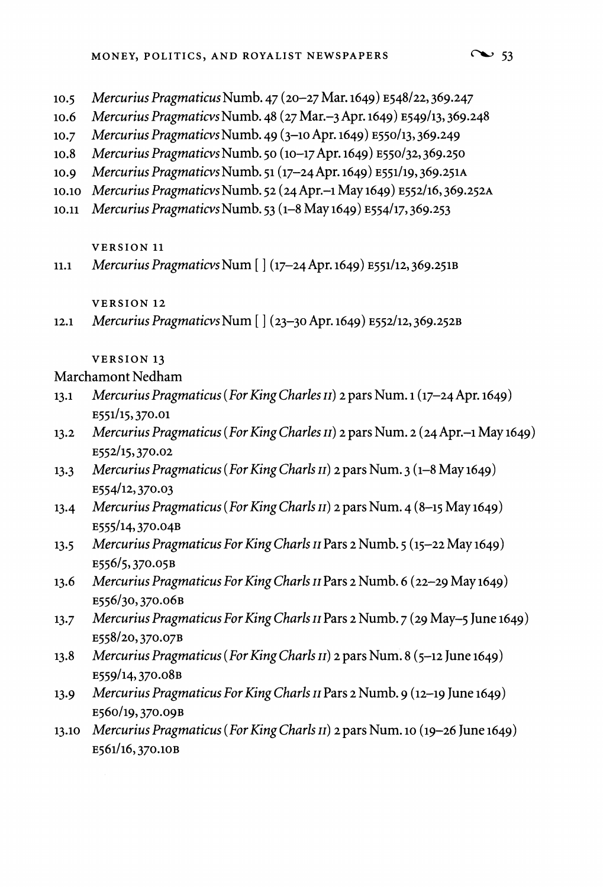10.5 *Mercurius Pragmaticus* Numb. 47 (20–27 Mar. 1649) E548/22, 369.247

10.6 *Mercurius Pragmaticvs* Numb. 48 (27 Mar.–3 Apr. 1649) E549/13, 369.248

10.7 *Mercurius Pragmaticvs* Numb. 49 (3–10 Apr. 1649) E550/13, 369.249

10.8 *Mercurius Pragmaticvs* Numb. 50 (10–17 Apr. 1649) E550/32, 369.250

10.9 *Mercurius Pragmaticvs* Numb. 51 (17–24 Apr. 1649) E551/19, 369.251A

10.10 *Mercurius Pragmaticvs* Numb. 52 (24 Apr.–1 May 1649) E552/16, 369.252A

10.11 *Mercurius Pragmaticvs* Numb. 53 (1–8 May 1649) E554/17, 369.253

VERSION 11

11.1 *Mercurius Pragmaticvs* Num [ ] (17–24 Apr. 1649) E551/12, 369.251B

VERSION 12

12.1 *Mercurius Pragmaticvs* Num [ ] (23–30 Apr. 1649) E552/12, 369.252B

VERSION 13

Marchamont Nedham

13.1 *Mercurius Pragmaticus (For King Charles II)* 2 pars Num. 1 (17–24 Apr. 1649) E551/15, 370.01

13.2 *Mercurius Pragmaticus (For King Charles II)* 2 pars Num. 2 (24 Apr.–1 May 1649) E552/15, 370.02

13.3 *Mercurius Pragmaticus (For King Charls II)* 2 pars Num. 3 (1–8 May 1649) E554/12, 370.03

13.4 *Mercurius Pragmaticus (For King Charls II)* 2 pars Num. 4 (8–15 May 1649) E555/14, 370.04B

13.5 *Mercurius Pragmaticus For King Charls II* Pars 2 Numb. 5 (15–22 May 1649) E556/5, 370.05B

13.6 *Mercurius Pragmaticus For King Charls II* Pars 2 Numb. 6 (22–29 May 1649) E556/30, 370.06B

13.7 *Mercurius Pragmaticus For King Charls II* Pars 2 Numb. 7 (29 May–5 June 1649) E558/20, 370.07B

13.8 *Mercurius Pragmaticus (For King Charls II)* 2 pars Num. 8 (5–12 June 1649) E559/14, 370.08B

13.9 *Mercurius Pragmaticus For King Charls II* Pars 2 Numb. 9 (12–19 June 1649) E560/19, 370.09B

13.10 *Mercurius Pragmaticus (For King Charls II)* 2 pars Num. 10 (19–26 June 1649) E561/16, 370.10B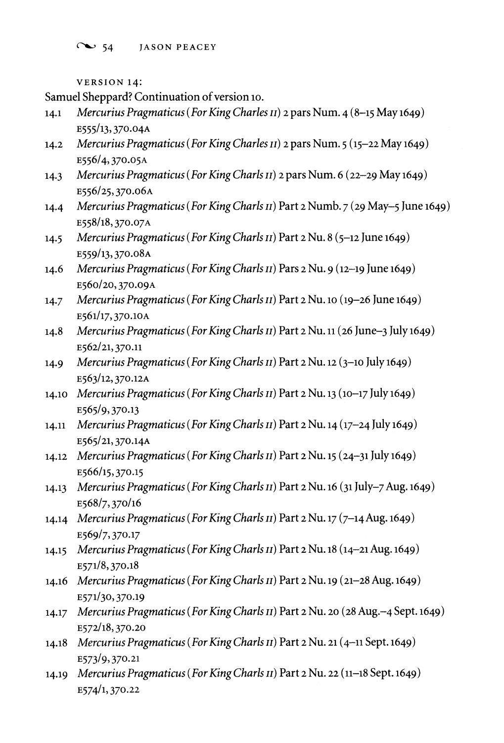VERSION 14:

Samuel Sheppard? Continuation of version 10.

14.1 *Mercurius Pragmaticus* (*For King Charles II*) 2 pars Num. 4 (8–15 May 1649) E555/13, 370.04A

14.2 *Mercurius Pragmaticus* (*For King Charles II*) 2 pars Num. 5 (15–22 May 1649) E556/4, 370.05A

14.3 *Mercurius Pragmaticus* (*For King Charls II*) 2 pars Num. 6 (22–29 May 1649) E556/25, 370.06A

14.4 *Mercurius Pragmaticus* (*For King Charls II*) Part 2 Numb. 7 (29 May–5 June 1649) E558/18, 370.07A

14.5 *Mercurius Pragmaticus* (*For King Charls II*) Part 2 Nu. 8 (5–12 June 1649) E559/13, 370.08A

14.6 *Mercurius Pragmaticus* (*For King Charls II*) Pars 2 Nu. 9 (12–19 June 1649) E560/20, 370.09A

14.7 *Mercurius Pragmaticus* (*For King Charls II*) Part 2 Nu. 10 (19–26 June 1649) E561/17, 370.10A

14.8 *Mercurius Pragmaticus* (*For King Charls II*) Part 2 Nu. 11 (26 June–3 July 1649) E562/21, 370.11

14.9 *Mercurius Pragmaticus* (*For King Charls II*) Part 2 Nu. 12 (3–10 July 1649) E563/12, 370.12A

14.10 *Mercurius Pragmaticus* (*For King Charls II*) Part 2 Nu. 13 (10–17 July 1649) E565/9, 370.13

14.11 *Mercurius Pragmaticus* (*For King Charls II*) Part 2 Nu. 14 (17–24 July 1649) E565/21, 370.14A

14.12 *Mercurius Pragmaticus* (*For King Charls II*) Part 2 Nu. 15 (24–31 July 1649) E566/15, 370.15

14.13 *Mercurius Pragmaticus* (*For King Charls II*) Part 2 Nu. 16 (31 July–7 Aug. 1649) E568/7, 370/16

14.14 *Mercurius Pragmaticus* (*For King Charls II*) Part 2 Nu. 17 (7–14 Aug. 1649) E569/7, 370.17

14.15 *Mercurius Pragmaticus* (*For King Charls II*) Part 2 Nu. 18 (14–21 Aug. 1649) E571/8, 370.18

14.16 *Mercurius Pragmaticus* (*For King Charls II*) Part 2 Nu. 19 (21–28 Aug. 1649) E571/30, 370.19

14.17 *Mercurius Pragmaticus* (*For King Charls II*) Part 2 Nu. 20 (28 Aug.–4 Sept. 1649) E572/18, 370.20

14.18 *Mercurius Pragmaticus* (*For King Charls II*) Part 2 Nu. 21 (4–11 Sept. 1649) E573/9, 370.21

14.19 *Mercurius Pragmaticus* (*For King Charls II*) Part 2 Nu. 22 (11–18 Sept. 1649) E574/1, 370.22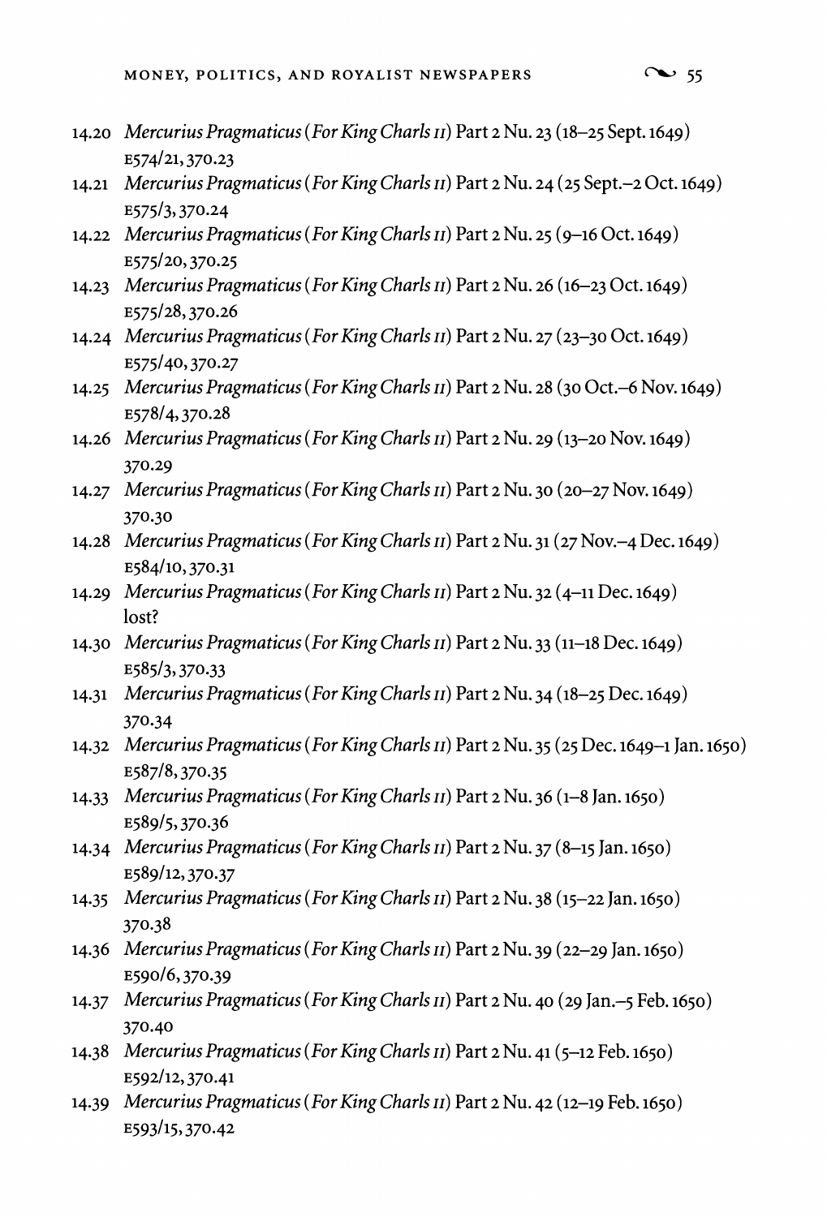14.20 *Mercurius Pragmaticus* (*For King Charls II*) Part 2 Nu. 23 (18–25 Sept. 1649) E574/21, 370.23

14.21 *Mercurius Pragmaticus* (*For King Charls II*) Part 2 Nu. 24 (25 Sept.–2 Oct. 1649) E575/3, 370.24

14.22 *Mercurius Pragmaticus* (*For King Charls II*) Part 2 Nu. 25 (9–16 Oct. 1649) E575/20, 370.25

14.23 *Mercurius Pragmaticus* (*For King Charls II*) Part 2 Nu. 26 (16–23 Oct. 1649) E575/28, 370.26

14.24 *Mercurius Pragmaticus* (*For King Charls II*) Part 2 Nu. 27 (23–30 Oct. 1649) E575/40, 370.27

14.25 *Mercurius Pragmaticus* (*For King Charls II*) Part 2 Nu. 28 (30 Oct.–6 Nov. 1649) E578/4, 370.28

14.26 *Mercurius Pragmaticus* (*For King Charls II*) Part 2 Nu. 29 (13–20 Nov. 1649) 370.29

14.27 *Mercurius Pragmaticus* (*For King Charls II*) Part 2 Nu. 30 (20–27 Nov. 1649) 370.30

14.28 *Mercurius Pragmaticus* (*For King Charls II*) Part 2 Nu. 31 (27 Nov.–4 Dec. 1649) E584/10, 370.31

14.29 *Mercurius Pragmaticus* (*For King Charls II*) Part 2 Nu. 32 (4–11 Dec. 1649) lost?

14.30 *Mercurius Pragmaticus* (*For King Charls II*) Part 2 Nu. 33 (11–18 Dec. 1649) E585/3, 370.33

14.31 *Mercurius Pragmaticus* (*For King Charls II*) Part 2 Nu. 34 (18–25 Dec. 1649) 370.34

14.32 *Mercurius Pragmaticus* (*For King Charls II*) Part 2 Nu. 35 (25 Dec. 1649–1 Jan. 1650) E587/8, 370.35

14.33 *Mercurius Pragmaticus* (*For King Charls II*) Part 2 Nu. 36 (1–8 Jan. 1650) E589/5, 370.36

14.34 *Mercurius Pragmaticus* (*For King Charls II*) Part 2 Nu. 37 (8–15 Jan. 1650) E589/12, 370.37

14.35 *Mercurius Pragmaticus* (*For King Charls II*) Part 2 Nu. 38 (15–22 Jan. 1650) 370.38

14.36 *Mercurius Pragmaticus* (*For King Charls II*) Part 2 Nu. 39 (22–29 Jan. 1650) E590/6, 370.39

14.37 *Mercurius Pragmaticus* (*For King Charls II*) Part 2 Nu. 40 (29 Jan.–5 Feb. 1650) 370.40

14.38 *Mercurius Pragmaticus* (*For King Charls II*) Part 2 Nu. 41 (5–12 Feb. 1650) E592/12, 370.41

14.39 *Mercurius Pragmaticus* (*For King Charls II*) Part 2 Nu. 42 (12–19 Feb. 1650) E593/15, 370.42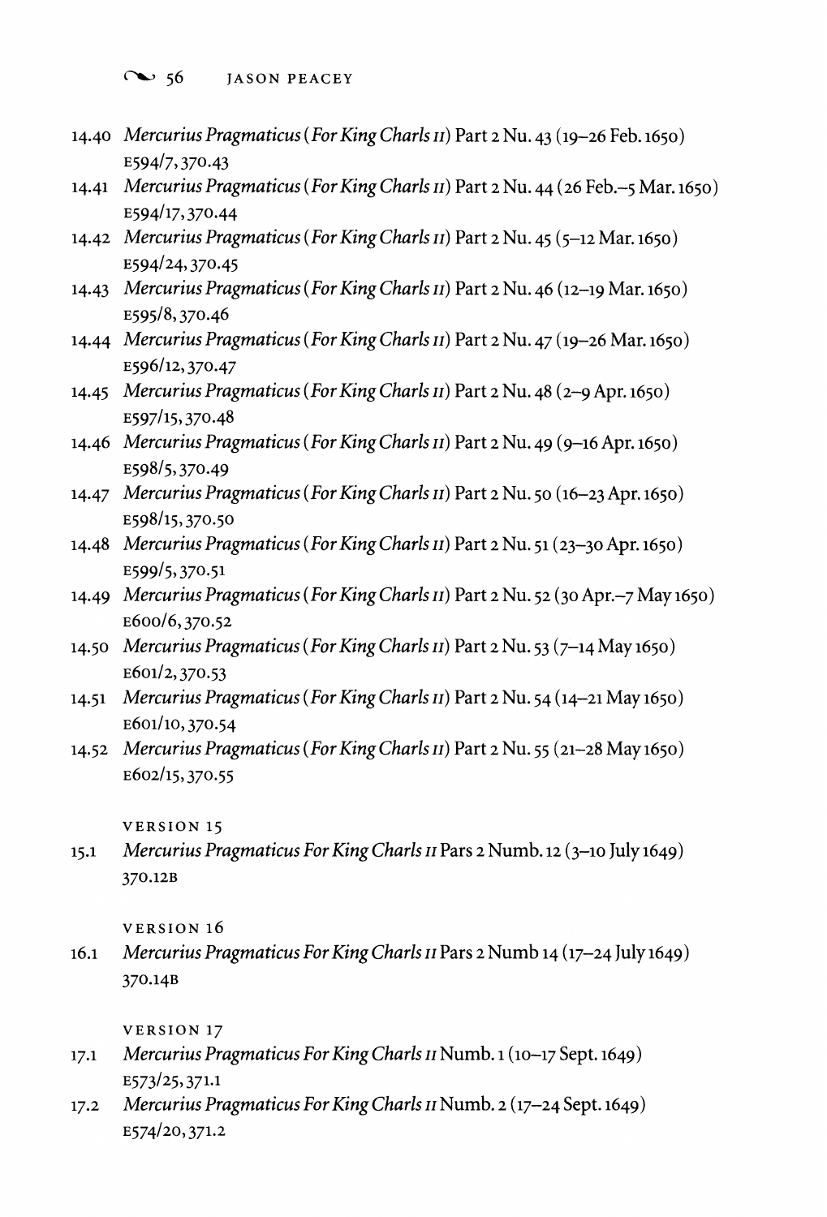14.40 *Mercurius Pragmaticus (For King Charls II)* Part 2 Nu. 43 (19–26 Feb. 1650) E594/7, 370.43

14.41 *Mercurius Pragmaticus (For King Charls II)* Part 2 Nu. 44 (26 Feb.–5 Mar. 1650) E594/17, 370.44

14.42 *Mercurius Pragmaticus (For King Charls II)* Part 2 Nu. 45 (5–12 Mar. 1650) E594/24, 370.45

14.43 *Mercurius Pragmaticus (For King Charls II)* Part 2 Nu. 46 (12–19 Mar. 1650) E595/8, 370.46

14.44 *Mercurius Pragmaticus (For King Charls II)* Part 2 Nu. 47 (19–26 Mar. 1650) E596/12, 370.47

14.45 *Mercurius Pragmaticus (For King Charls II)* Part 2 Nu. 48 (2–9 Apr. 1650) E597/15, 370.48

14.46 *Mercurius Pragmaticus (For King Charls II)* Part 2 Nu. 49 (9–16 Apr. 1650) E598/5, 370.49

14.47 *Mercurius Pragmaticus (For King Charls II)* Part 2 Nu. 50 (16–23 Apr. 1650) E598/15, 370.50

14.48 *Mercurius Pragmaticus (For King Charls II)* Part 2 Nu. 51 (23–30 Apr. 1650) E599/5, 370.51

14.49 *Mercurius Pragmaticus (For King Charls II)* Part 2 Nu. 52 (30 Apr.–7 May 1650) E600/6, 370.52

14.50 *Mercurius Pragmaticus (For King Charls II)* Part 2 Nu. 53 (7–14 May 1650) E601/2, 370.53

14.51 *Mercurius Pragmaticus (For King Charls II)* Part 2 Nu. 54 (14–21 May 1650) E601/10, 370.54

14.52 *Mercurius Pragmaticus (For King Charls II)* Part 2 Nu. 55 (21–28 May 1650) E602/15, 370.55

VERSION 15

15.1 *Mercurius Pragmaticus For King Charls II* Pars 2 Numb. 12 (3–10 July 1649) 370.12B

VERSION 16

16.1 *Mercurius Pragmaticus For King Charls II* Pars 2 Numb 14 (17–24 July 1649) 370.14B

VERSION 17

17.1 *Mercurius Pragmaticus For King Charls II* Numb. 1 (10–17 Sept. 1649) E573/25, 371.1

17.2 *Mercurius Pragmaticus For King Charls II* Numb. 2 (17–24 Sept. 1649) E574/20, 371.2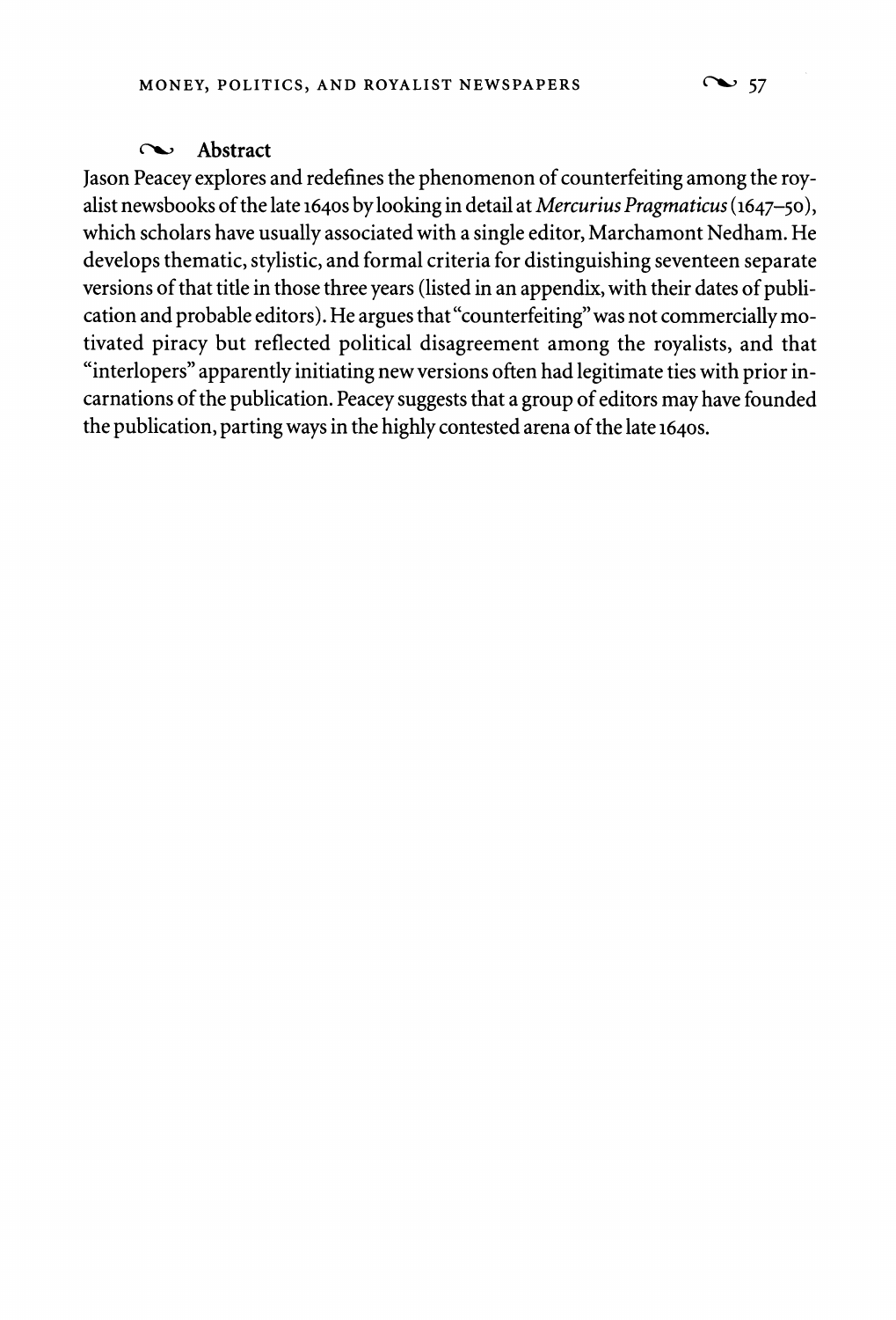## Abstract

Jason Peacey explores and redefines the phenomenon of counterfeiting among the royalist newsbooks of the late 1640s by looking in detail at *Mercurius Pragmaticus* (1647–50), which scholars have usually associated with a single editor, Marchamont Nedham. He develops thematic, stylistic, and formal criteria for distinguishing seventeen separate versions of that title in those three years (listed in an appendix, with their dates of publication and probable editors). He argues that "counterfeiting" was not commercially motivated piracy but reflected political disagreement among the royalists, and that "interlopers" apparently initiating new versions often had legitimate ties with prior incarnations of the publication. Peacey suggests that a group of editors may have founded the publication, parting ways in the highly contested arena of the late 1640s.